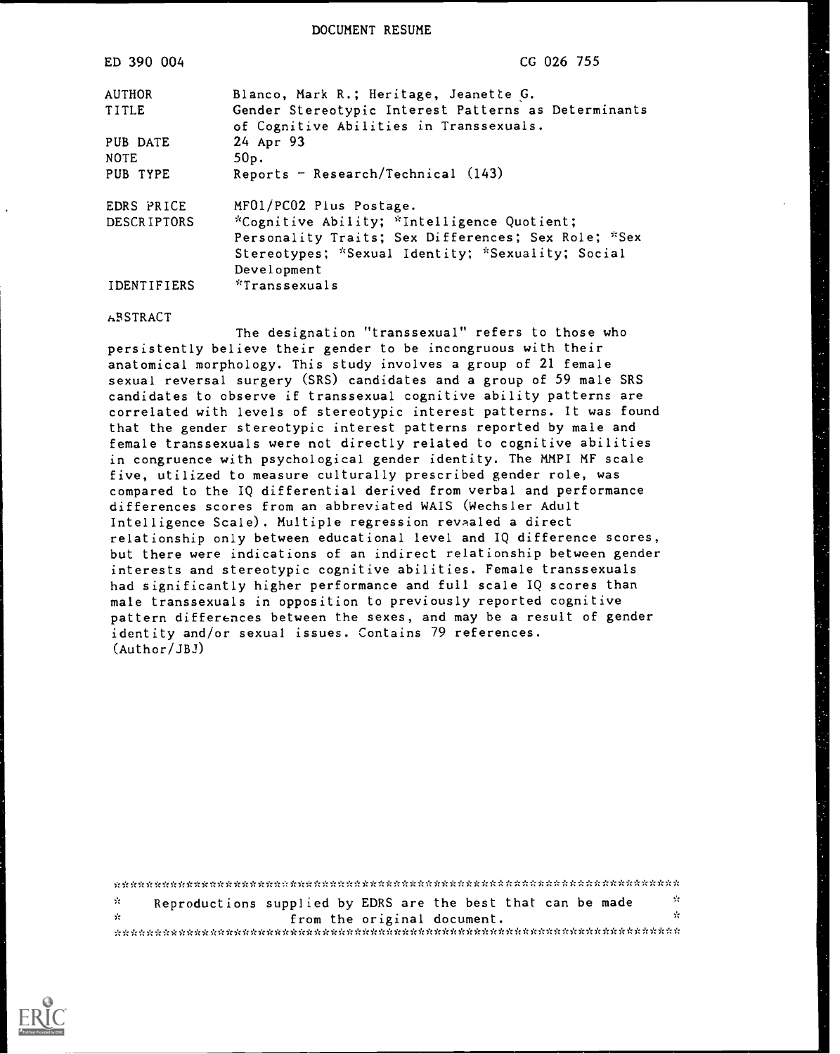# DOCUMENT RESUME

| | |
|---|---|
| ED 390 004 | CG 026 755 |
| AUTHOR | Blanco, Mark R.; Heritage, Jeanette G. |
| TITLE | Gender Stereotypic Interest Patterns as Determinants of Cognitive Abilities in Transsexuals. |
| PUB DATE | 24 Apr 93 |
| NOTE | 50p. |
| PUB TYPE | Reports - Research/Technical (143) |
| EDRS PRICE | MF01/PC02 Plus Postage. |
| DESCRIPTORS | *Cognitive Ability; *Intelligence Quotient; Personality Traits; Sex Differences; Sex Role; *Sex Stereotypes; *Sexual Identity; *Sexuality; Social Development |
| IDENTIFIERS | *Transsexuals |

ABSTRACT

The designation "transsexual" refers to those who persistently believe their gender to be incongruous with their anatomical morphology. This study involves a group of 21 female sexual reversal surgery (SRS) candidates and a group of 59 male SRS candidates to observe if transsexual cognitive ability patterns are correlated with levels of stereotypic interest patterns. It was found that the gender stereotypic interest patterns reported by male and female transsexuals were not directly related to cognitive abilities in congruence with psychological gender identity. The MMPI MF scale five, utilized to measure culturally prescribed gender role, was compared to the IQ differential derived from verbal and performance differences scores from an abbreviated WAIS (Wechsler Adult Intelligence Scale). Multiple regression revaaled a direct relationship only between educational level and IQ difference scores, but there were indications of an indirect relationship between gender interests and stereotypic cognitive abilities. Female transsexuals had significantly higher performance and full scale IQ scores than male transsexuals in opposition to previously reported cognitive pattern differences between the sexes, and may be a result of gender identity and/or sexual issues. Contains 79 references. (Author/JBJ)

***********************************************************************
* Reproductions supplied by EDRS are the best that can be made *
* from the original document. *
***********************************************************************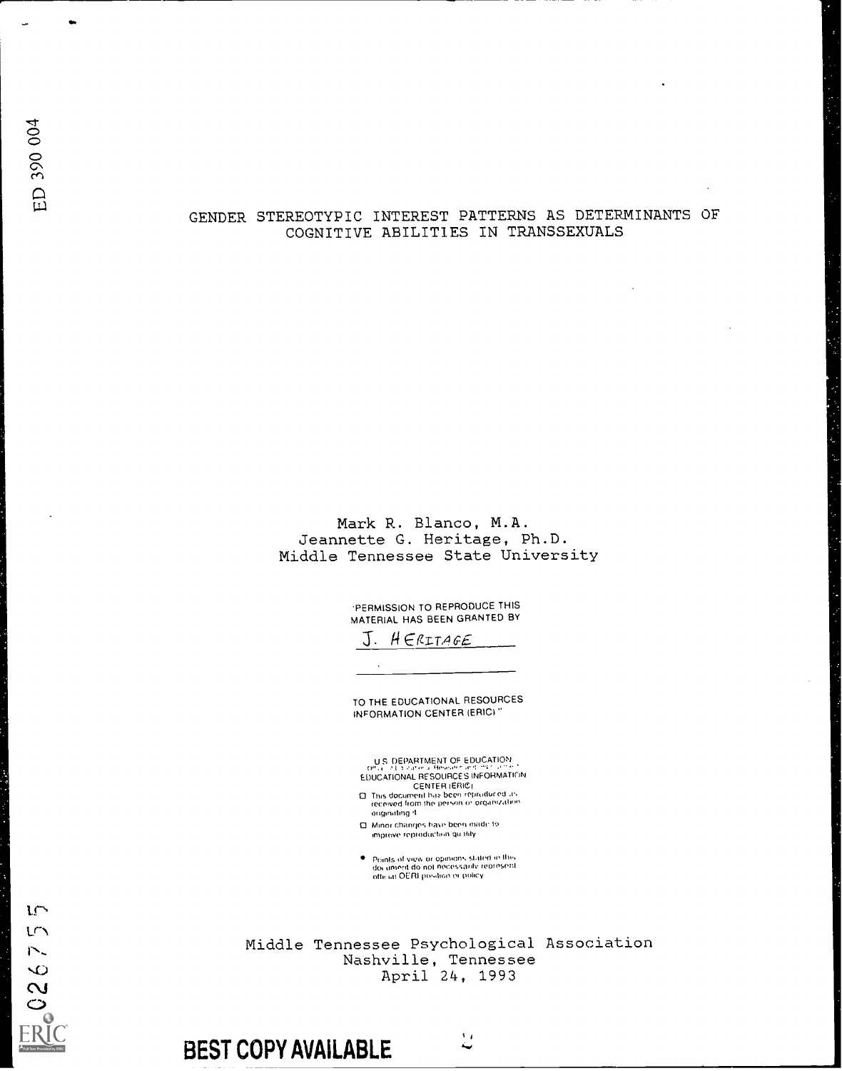ED 390 004

# GENDER STEREOTYPIC INTEREST PATTERNS AS DETERMINANTS OF COGNITIVE ABILITIES IN TRANSSEXUALS

Mark R. Blanco, M.A.
Jeannette G. Heritage, Ph.D.
Middle Tennessee State University

"PERMISSION TO REPRODUCE THIS MATERIAL HAS BEEN GRANTED BY

J. HERITAGE

TO THE EDUCATIONAL RESOURCES INFORMATION CENTER (ERIC)"

U.S. DEPARTMENT OF EDUCATION
EDUCATIONAL RESOURCES INFORMATION CENTER (ERIC)

- This document has been reproduced as received from the person or organization originating it
- Minor changes have been made to improve reproduction quality
- Points of view or opinions stated in this document do not necessarily represent official OERI position or policy

Middle Tennessee Psychological Association
Nashville, Tennessee
April 24, 1993

CG026755

BEST COPY AVAILABLE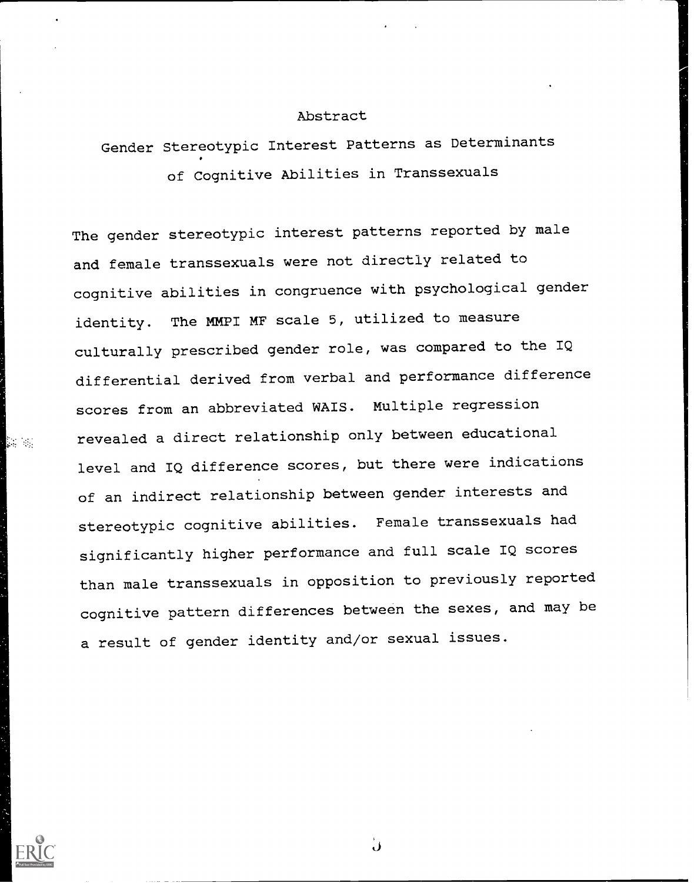# Abstract

## Gender Stereotypic Interest Patterns as Determinants of Cognitive Abilities in Transsexuals

The gender stereotypic interest patterns reported by male and female transsexuals were not directly related to cognitive abilities in congruence with psychological gender identity. The MMPI MF scale 5, utilized to measure culturally prescribed gender role, was compared to the IQ differential derived from verbal and performance difference scores from an abbreviated WAIS. Multiple regression revealed a direct relationship only between educational level and IQ difference scores, but there were indications of an indirect relationship between gender interests and stereotypic cognitive abilities. Female transsexuals had significantly higher performance and full scale IQ scores than male transsexuals in opposition to previously reported cognitive pattern differences between the sexes, and may be a result of gender identity and/or sexual issues.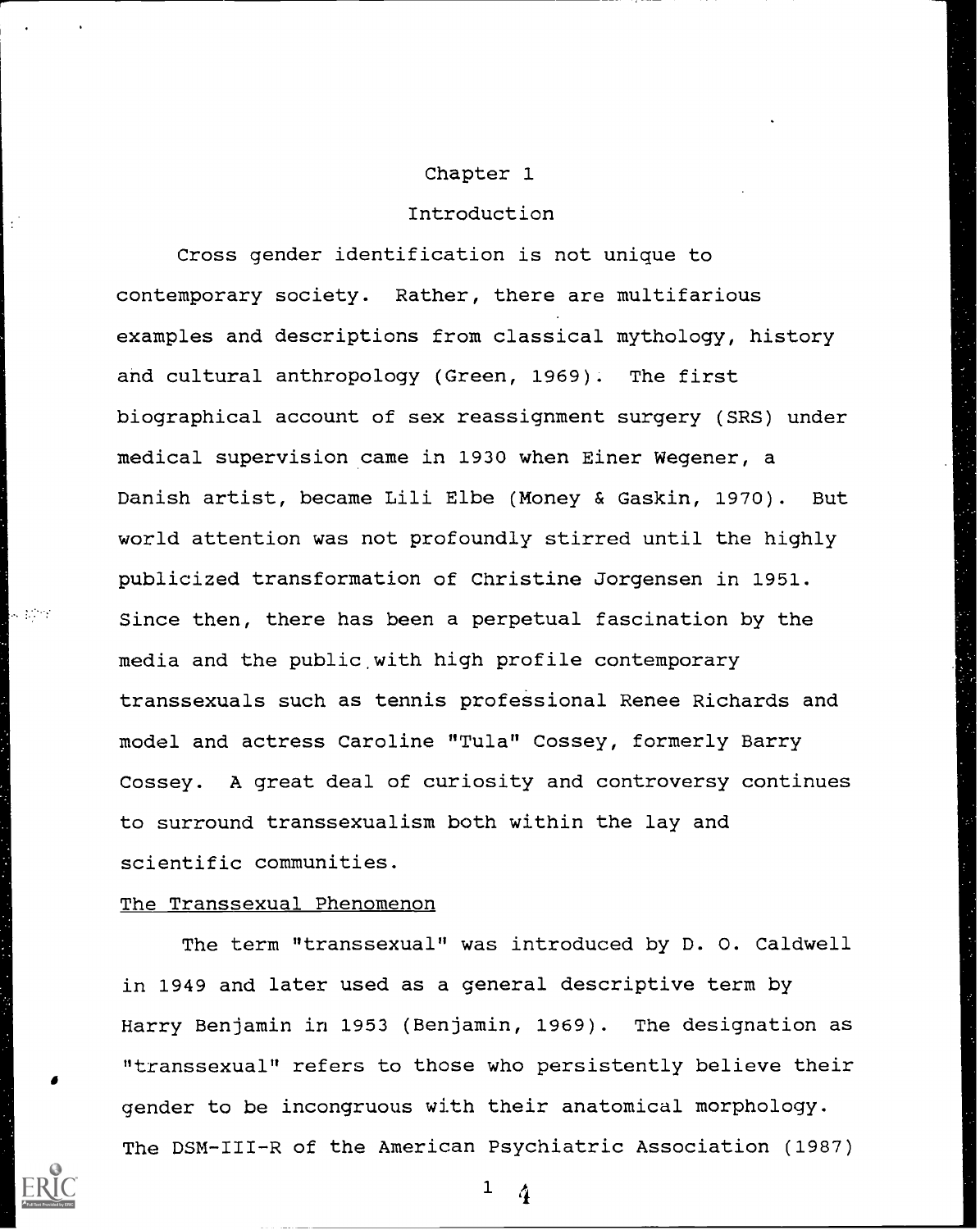# Chapter 1

# Introduction

Cross gender identification is not unique to contemporary society. Rather, there are multifarious examples and descriptions from classical mythology, history and cultural anthropology (Green, 1969). The first biographical account of sex reassignment surgery (SRS) under medical supervision came in 1930 when Einer Wegener, a Danish artist, became Lili Elbe (Money & Gaskin, 1970). But world attention was not profoundly stirred until the highly publicized transformation of Christine Jorgensen in 1951. Since then, there has been a perpetual fascination by the media and the public with high profile contemporary transsexuals such as tennis professional Renee Richards and model and actress Caroline "Tula" Cossey, formerly Barry Cossey. A great deal of curiosity and controversy continues to surround transsexualism both within the lay and scientific communities.

## The Transsexual Phenomenon

The term "transsexual" was introduced by D. O. Caldwell in 1949 and later used as a general descriptive term by Harry Benjamin in 1953 (Benjamin, 1969). The designation as "transsexual" refers to those who persistently believe their gender to be incongruous with their anatomical morphology. The DSM-III-R of the American Psychiatric Association (1987)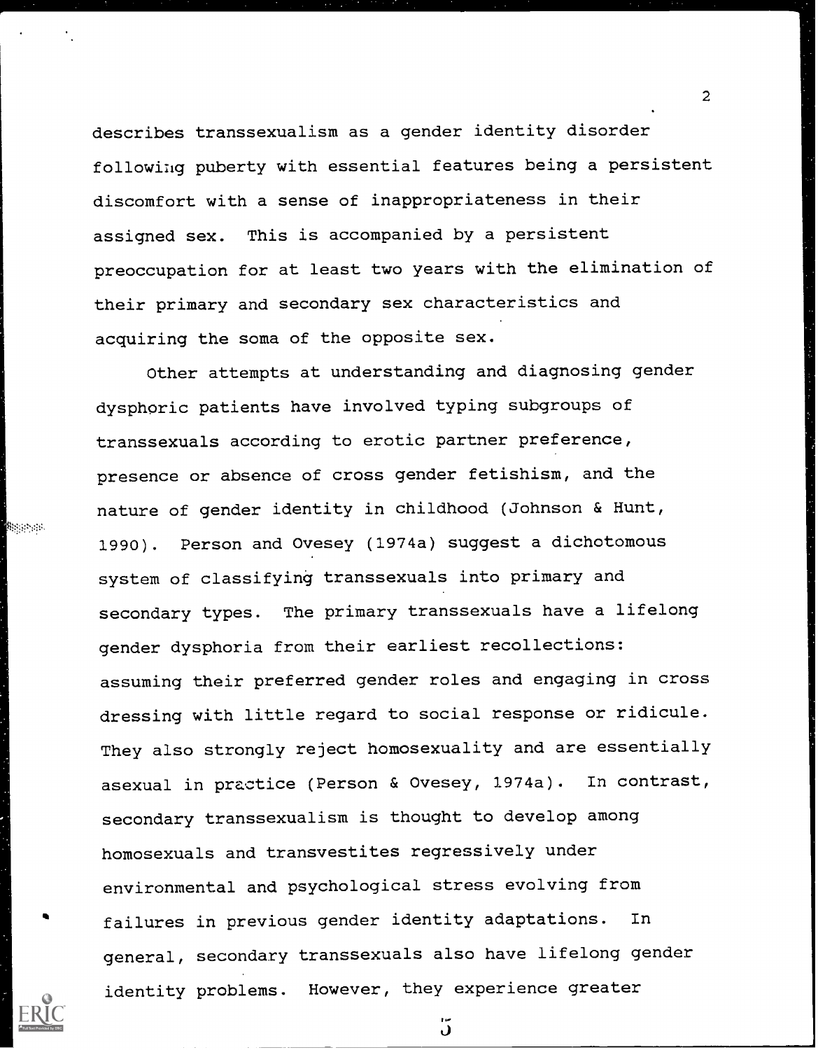describes transsexualism as a gender identity disorder following puberty with essential features being a persistent discomfort with a sense of inappropriateness in their assigned sex. This is accompanied by a persistent preoccupation for at least two years with the elimination of their primary and secondary sex characteristics and acquiring the soma of the opposite sex.

Other attempts at understanding and diagnosing gender dysphoric patients have involved typing subgroups of transsexuals according to erotic partner preference, presence or absence of cross gender fetishism, and the nature of gender identity in childhood (Johnson & Hunt, 1990). Person and Ovesey (1974a) suggest a dichotomous system of classifying transsexuals into primary and secondary types. The primary transsexuals have a lifelong gender dysphoria from their earliest recollections: assuming their preferred gender roles and engaging in cross dressing with little regard to social response or ridicule. They also strongly reject homosexuality and are essentially asexual in practice (Person & Ovesey, 1974a). In contrast, secondary transsexualism is thought to develop among homosexuals and transvestites regressively under environmental and psychological stress evolving from failures in previous gender identity adaptations. In general, secondary transsexuals also have lifelong gender identity problems. However, they experience greater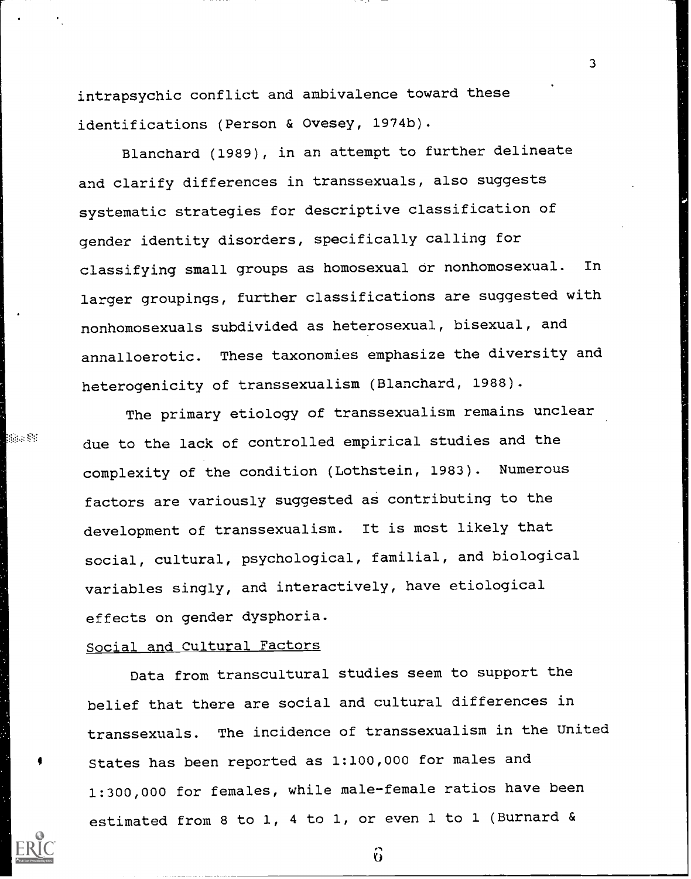intrapsychic conflict and ambivalence toward these identifications (Person & Ovesey, 1974b).

Blanchard (1989), in an attempt to further delineate and clarify differences in transsexuals, also suggests systematic strategies for descriptive classification of gender identity disorders, specifically calling for classifying small groups as homosexual or nonhomosexual. In larger groupings, further classifications are suggested with nonhomosexuals subdivided as heterosexual, bisexual, and annalloerotic. These taxonomies emphasize the diversity and heterogenicity of transsexualism (Blanchard, 1988).

The primary etiology of transsexualism remains unclear due to the lack of controlled empirical studies and the complexity of the condition (Lothstein, 1983). Numerous factors are variously suggested as contributing to the development of transsexualism. It is most likely that social, cultural, psychological, familial, and biological variables singly, and interactively, have etiological effects on gender dysphoria.

## Social and Cultural Factors

Data from transcultural studies seem to support the belief that there are social and cultural differences in transsexuals. The incidence of transsexualism in the United States has been reported as 1:100,000 for males and 1:300,000 for females, while male-female ratios have been estimated from 8 to 1, 4 to 1, or even 1 to 1 (Burnard &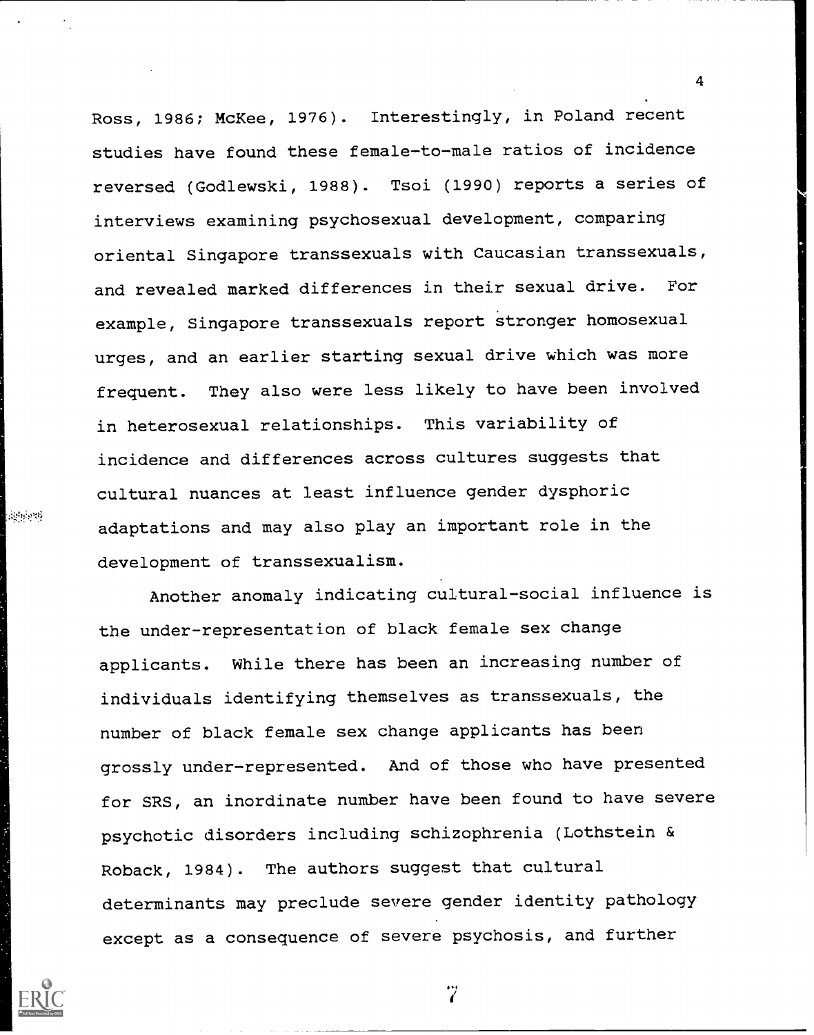Ross, 1986; McKee, 1976). Interestingly, in Poland recent studies have found these female-to-male ratios of incidence reversed (Godlewski, 1988). Tsoi (1990) reports a series of interviews examining psychosexual development, comparing oriental Singapore transsexuals with Caucasian transsexuals, and revealed marked differences in their sexual drive. For example, Singapore transsexuals report stronger homosexual urges, and an earlier starting sexual drive which was more frequent. They also were less likely to have been involved in heterosexual relationships. This variability of incidence and differences across cultures suggests that cultural nuances at least influence gender dysphoric adaptations and may also play an important role in the development of transsexualism.

Another anomaly indicating cultural-social influence is the under-representation of black female sex change applicants. While there has been an increasing number of individuals identifying themselves as transsexuals, the number of black female sex change applicants has been grossly under-represented. And of those who have presented for SRS, an inordinate number have been found to have severe psychotic disorders including schizophrenia (Lothstein & Roback, 1984). The authors suggest that cultural determinants may preclude severe gender identity pathology except as a consequence of severe psychosis, and further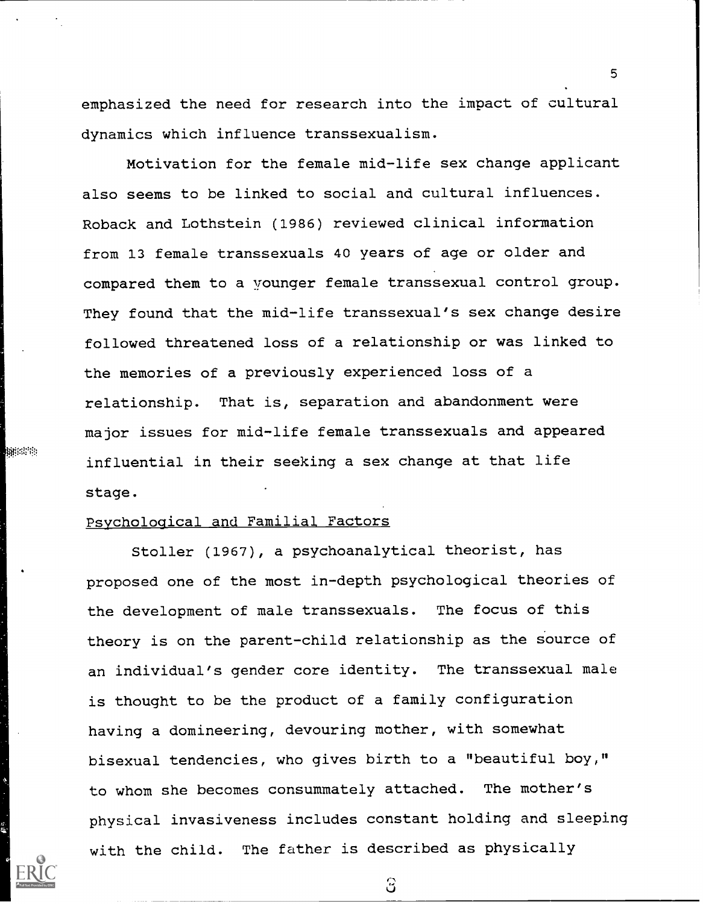emphasized the need for research into the impact of cultural dynamics which influence transsexualism.

Motivation for the female mid-life sex change applicant also seems to be linked to social and cultural influences. Roback and Lothstein (1986) reviewed clinical information from 13 female transsexuals 40 years of age or older and compared them to a younger female transsexual control group. They found that the mid-life transsexual's sex change desire followed threatened loss of a relationship or was linked to the memories of a previously experienced loss of a relationship. That is, separation and abandonment were major issues for mid-life female transsexuals and appeared influential in their seeking a sex change at that life stage.

### Psychological and Familial Factors

Stoller (1967), a psychoanalytical theorist, has proposed one of the most in-depth psychological theories of the development of male transsexuals. The focus of this theory is on the parent-child relationship as the source of an individual's gender core identity. The transsexual male is thought to be the product of a family configuration having a domineering, devouring mother, with somewhat bisexual tendencies, who gives birth to a "beautiful boy," to whom she becomes consummately attached. The mother's physical invasiveness includes constant holding and sleeping with the child. The father is described as physically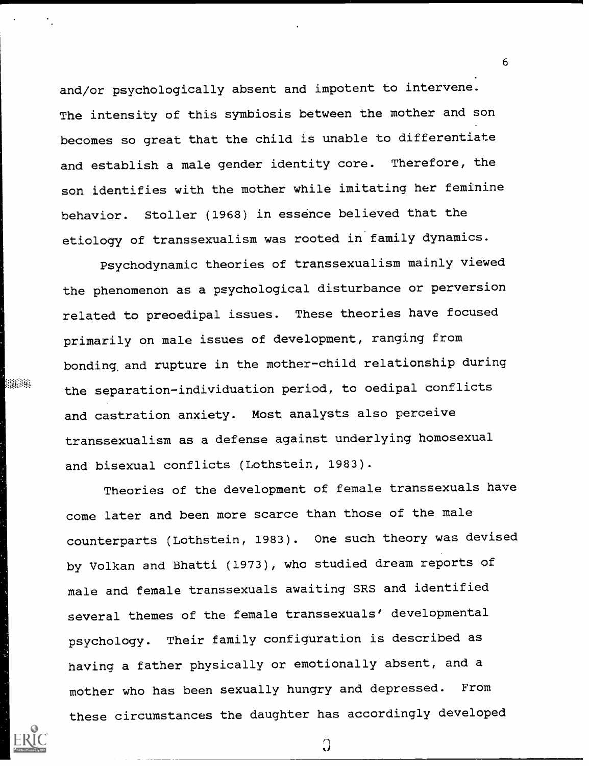and/or psychologically absent and impotent to intervene. The intensity of this symbiosis between the mother and son becomes so great that the child is unable to differentiate and establish a male gender identity core. Therefore, the son identifies with the mother while imitating her feminine behavior. Stoller (1968) in essence believed that the etiology of transsexualism was rooted in family dynamics.

Psychodynamic theories of transsexualism mainly viewed the phenomenon as a psychological disturbance or perversion related to preoedipal issues. These theories have focused primarily on male issues of development, ranging from bonding and rupture in the mother-child relationship during the separation-individuation period, to oedipal conflicts and castration anxiety. Most analysts also perceive transsexualism as a defense against underlying homosexual and bisexual conflicts (Lothstein, 1983).

Theories of the development of female transsexuals have come later and been more scarce than those of the male counterparts (Lothstein, 1983). One such theory was devised by Volkan and Bhatti (1973), who studied dream reports of male and female transsexuals awaiting SRS and identified several themes of the female transsexuals' developmental psychology. Their family configuration is described as having a father physically or emotionally absent, and a mother who has been sexually hungry and depressed. From these circumstances the daughter has accordingly developed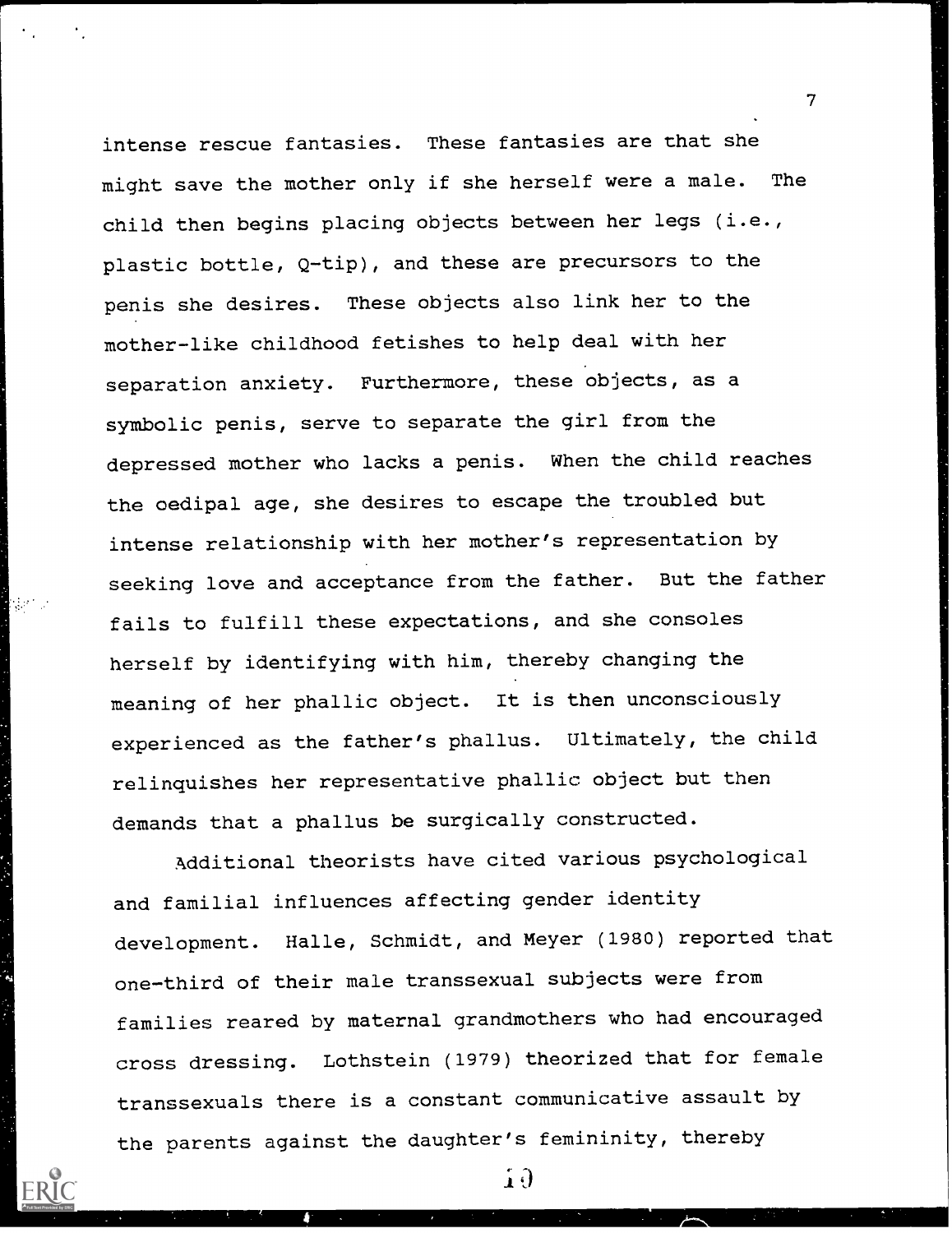intense rescue fantasies. These fantasies are that she might save the mother only if she herself were a male. The child then begins placing objects between her legs (i.e., plastic bottle, Q-tip), and these are precursors to the penis she desires. These objects also link her to the mother-like childhood fetishes to help deal with her separation anxiety. Furthermore, these objects, as a symbolic penis, serve to separate the girl from the depressed mother who lacks a penis. When the child reaches the oedipal age, she desires to escape the troubled but intense relationship with her mother's representation by seeking love and acceptance from the father. But the father fails to fulfill these expectations, and she consoles herself by identifying with him, thereby changing the meaning of her phallic object. It is then unconsciously experienced as the father's phallus. Ultimately, the child relinquishes her representative phallic object but then demands that a phallus be surgically constructed.

Additional theorists have cited various psychological and familial influences affecting gender identity development. Halle, Schmidt, and Meyer (1980) reported that one-third of their male transsexual subjects were from families reared by maternal grandmothers who had encouraged cross dressing. Lothstein (1979) theorized that for female transsexuals there is a constant communicative assault by the parents against the daughter's femininity, thereby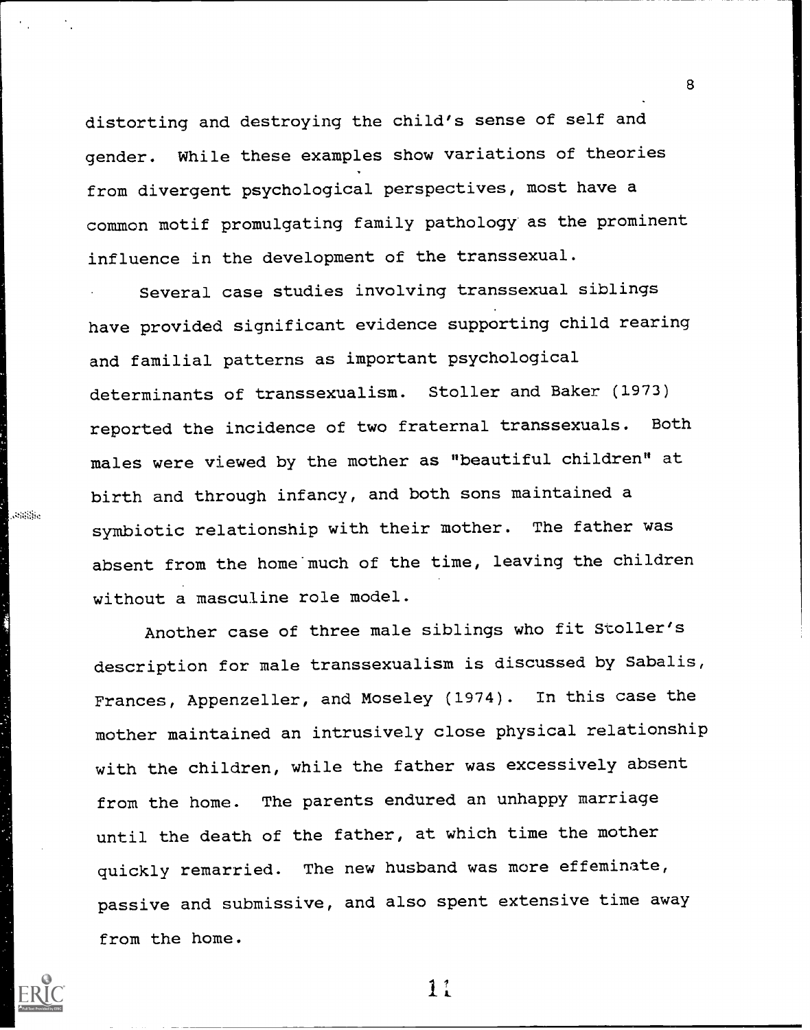distorting and destroying the child's sense of self and gender. While these examples show variations of theories from divergent psychological perspectives, most have a common motif promulgating family pathology as the prominent influence in the development of the transsexual.

Several case studies involving transsexual siblings have provided significant evidence supporting child rearing and familial patterns as important psychological determinants of transsexualism. Stoller and Baker (1973) reported the incidence of two fraternal transsexuals. Both males were viewed by the mother as "beautiful children" at birth and through infancy, and both sons maintained a symbiotic relationship with their mother. The father was absent from the home much of the time, leaving the children without a masculine role model.

Another case of three male siblings who fit Stoller's description for male transsexualism is discussed by Sabalis, Frances, Appenzeller, and Moseley (1974). In this case the mother maintained an intrusively close physical relationship with the children, while the father was excessively absent from the home. The parents endured an unhappy marriage until the death of the father, at which time the mother quickly remarried. The new husband was more effeminate, passive and submissive, and also spent extensive time away from the home.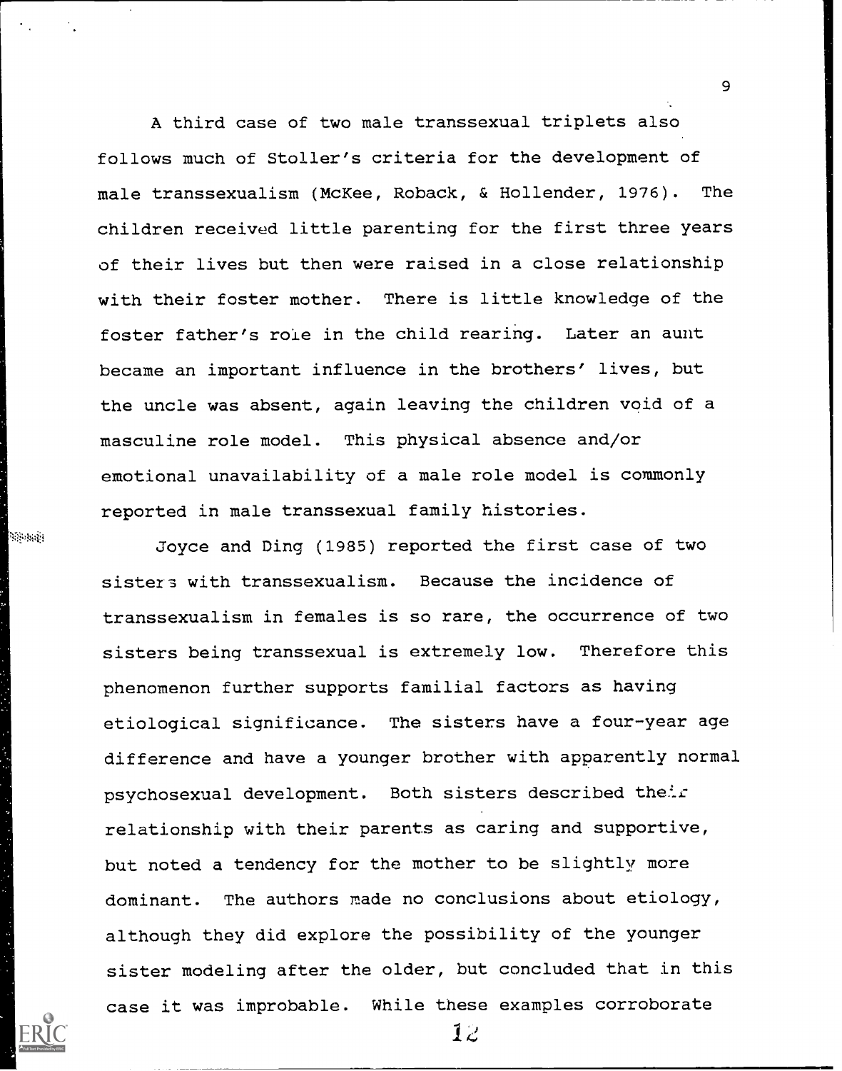A third case of two male transsexual triplets also follows much of Stoller's criteria for the development of male transsexualism (McKee, Roback, & Hollender, 1976). The children received little parenting for the first three years of their lives but then were raised in a close relationship with their foster mother. There is little knowledge of the foster father's role in the child rearing. Later an aunt became an important influence in the brothers' lives, but the uncle was absent, again leaving the children void of a masculine role model. This physical absence and/or emotional unavailability of a male role model is commonly reported in male transsexual family histories.

Joyce and Ding (1985) reported the first case of two sisters with transsexualism. Because the incidence of transsexualism in females is so rare, the occurrence of two sisters being transsexual is extremely low. Therefore this phenomenon further supports familial factors as having etiological significance. The sisters have a four-year age difference and have a younger brother with apparently normal psychosexual development. Both sisters described their relationship with their parents as caring and supportive, but noted a tendency for the mother to be slightly more dominant. The authors made no conclusions about etiology, although they did explore the possibility of the younger sister modeling after the older, but concluded that in this case it was improbable. While these examples corroborate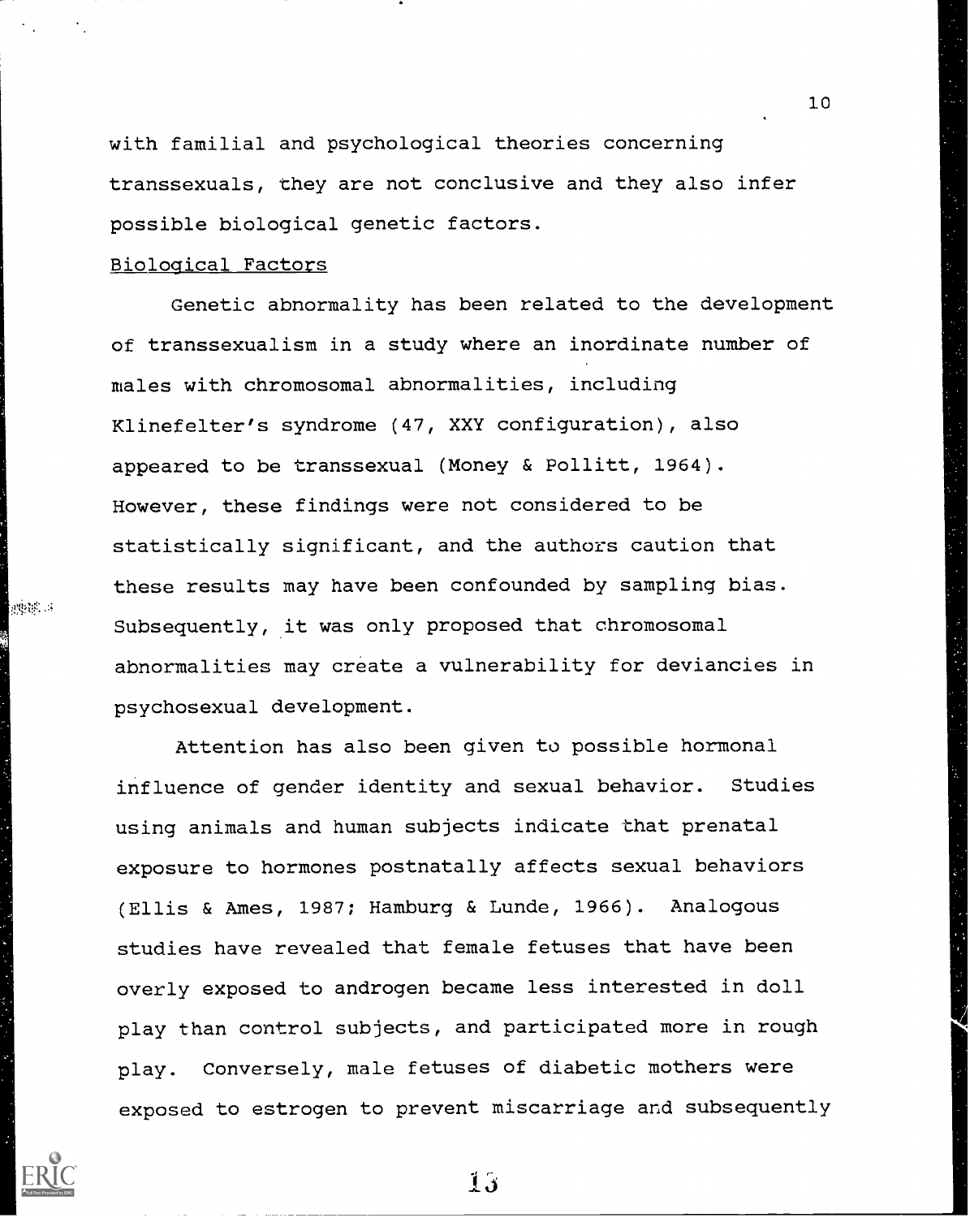with familial and psychological theories concerning transsexuals, they are not conclusive and they also infer possible biological genetic factors.

Biological Factors

Genetic abnormality has been related to the development of transsexualism in a study where an inordinate number of males with chromosomal abnormalities, including Klinefelter's syndrome (47, XXY configuration), also appeared to be transsexual (Money & Pollitt, 1964). However, these findings were not considered to be statistically significant, and the authors caution that these results may have been confounded by sampling bias. Subsequently, it was only proposed that chromosomal abnormalities may create a vulnerability for deviancies in psychosexual development.

Attention has also been given to possible hormonal influence of gender identity and sexual behavior. Studies using animals and human subjects indicate that prenatal exposure to hormones postnatally affects sexual behaviors (Ellis & Ames, 1987; Hamburg & Lunde, 1966). Analogous studies have revealed that female fetuses that have been overly exposed to androgen became less interested in doll play than control subjects, and participated more in rough play. Conversely, male fetuses of diabetic mothers were exposed to estrogen to prevent miscarriage and subsequently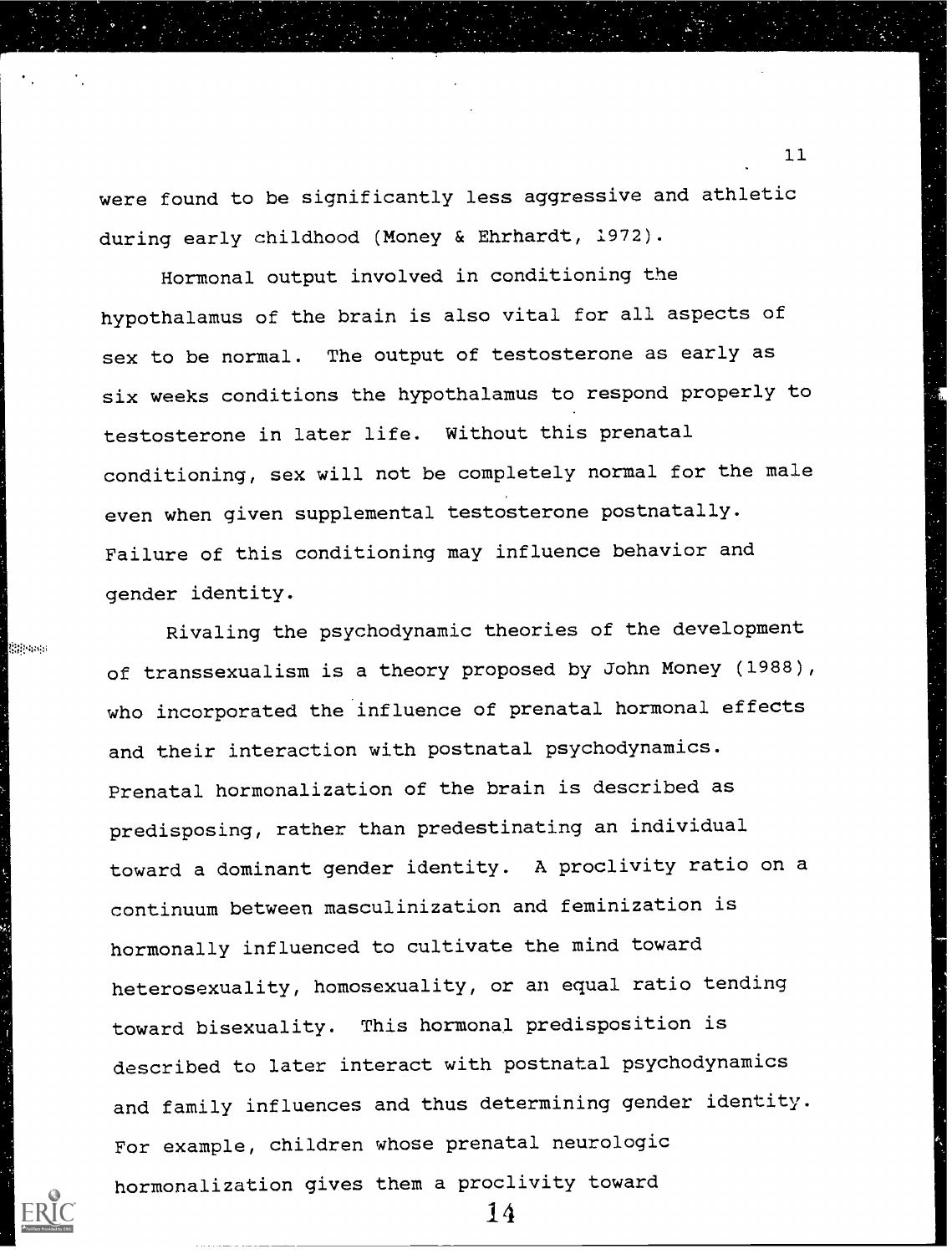were found to be significantly less aggressive and athletic during early childhood (Money & Ehrhardt, 1972).

Hormonal output involved in conditioning the hypothalamus of the brain is also vital for all aspects of sex to be normal. The output of testosterone as early as six weeks conditions the hypothalamus to respond properly to testosterone in later life. Without this prenatal conditioning, sex will not be completely normal for the male even when given supplemental testosterone postnatally. Failure of this conditioning may influence behavior and gender identity.

Rivaling the psychodynamic theories of the development of transsexualism is a theory proposed by John Money (1988), who incorporated the influence of prenatal hormonal effects and their interaction with postnatal psychodynamics. Prenatal hormonalization of the brain is described as predisposing, rather than predestinating an individual toward a dominant gender identity. A proclivity ratio on a continuum between masculinization and feminization is hormonally influenced to cultivate the mind toward heterosexuality, homosexuality, or an equal ratio tending toward bisexuality. This hormonal predisposition is described to later interact with postnatal psychodynamics and family influences and thus determining gender identity. For example, children whose prenatal neurologic hormonalization gives them a proclivity toward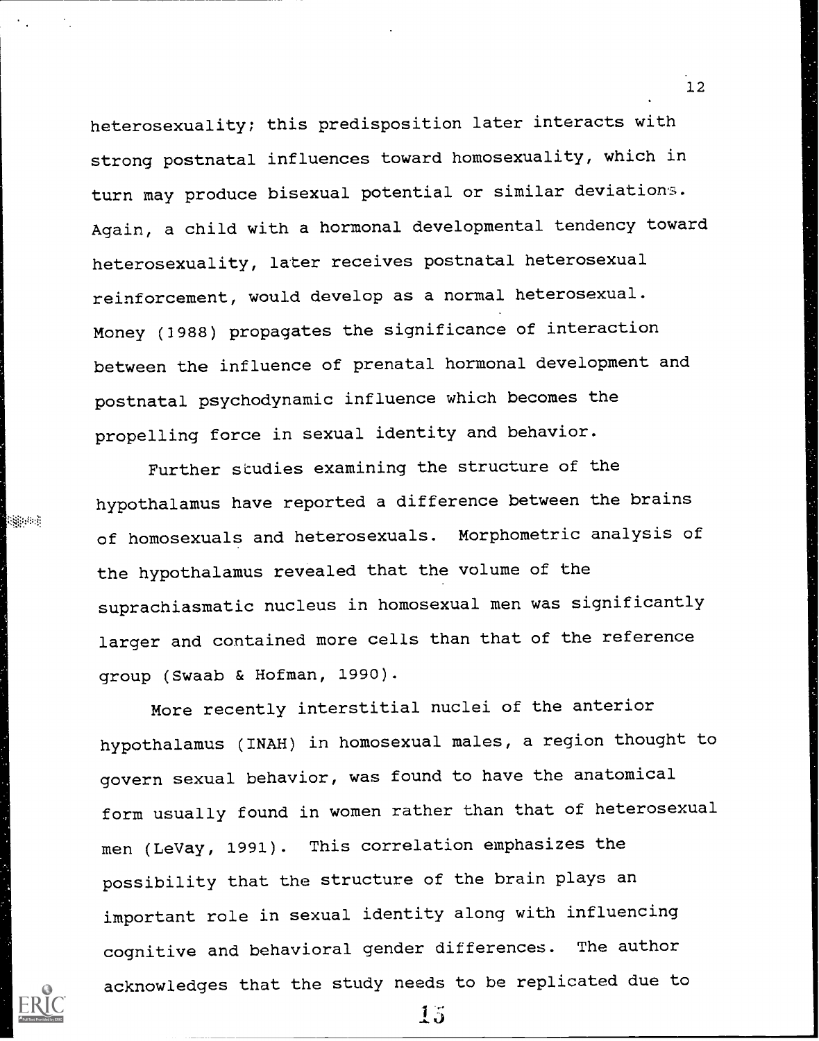heterosexuality; this predisposition later interacts with strong postnatal influences toward homosexuality, which in turn may produce bisexual potential or similar deviations. Again, a child with a hormonal developmental tendency toward heterosexuality, later receives postnatal heterosexual reinforcement, would develop as a normal heterosexual. Money (1988) propagates the significance of interaction between the influence of prenatal hormonal development and postnatal psychodynamic influence which becomes the propelling force in sexual identity and behavior.

Further studies examining the structure of the hypothalamus have reported a difference between the brains of homosexuals and heterosexuals. Morphometric analysis of the hypothalamus revealed that the volume of the suprachiasmatic nucleus in homosexual men was significantly larger and contained more cells than that of the reference group (Swaab & Hofman, 1990).

More recently interstitial nuclei of the anterior hypothalamus (INAH) in homosexual males, a region thought to govern sexual behavior, was found to have the anatomical form usually found in women rather than that of heterosexual men (LeVay, 1991). This correlation emphasizes the possibility that the structure of the brain plays an important role in sexual identity along with influencing cognitive and behavioral gender differences. The author acknowledges that the study needs to be replicated due to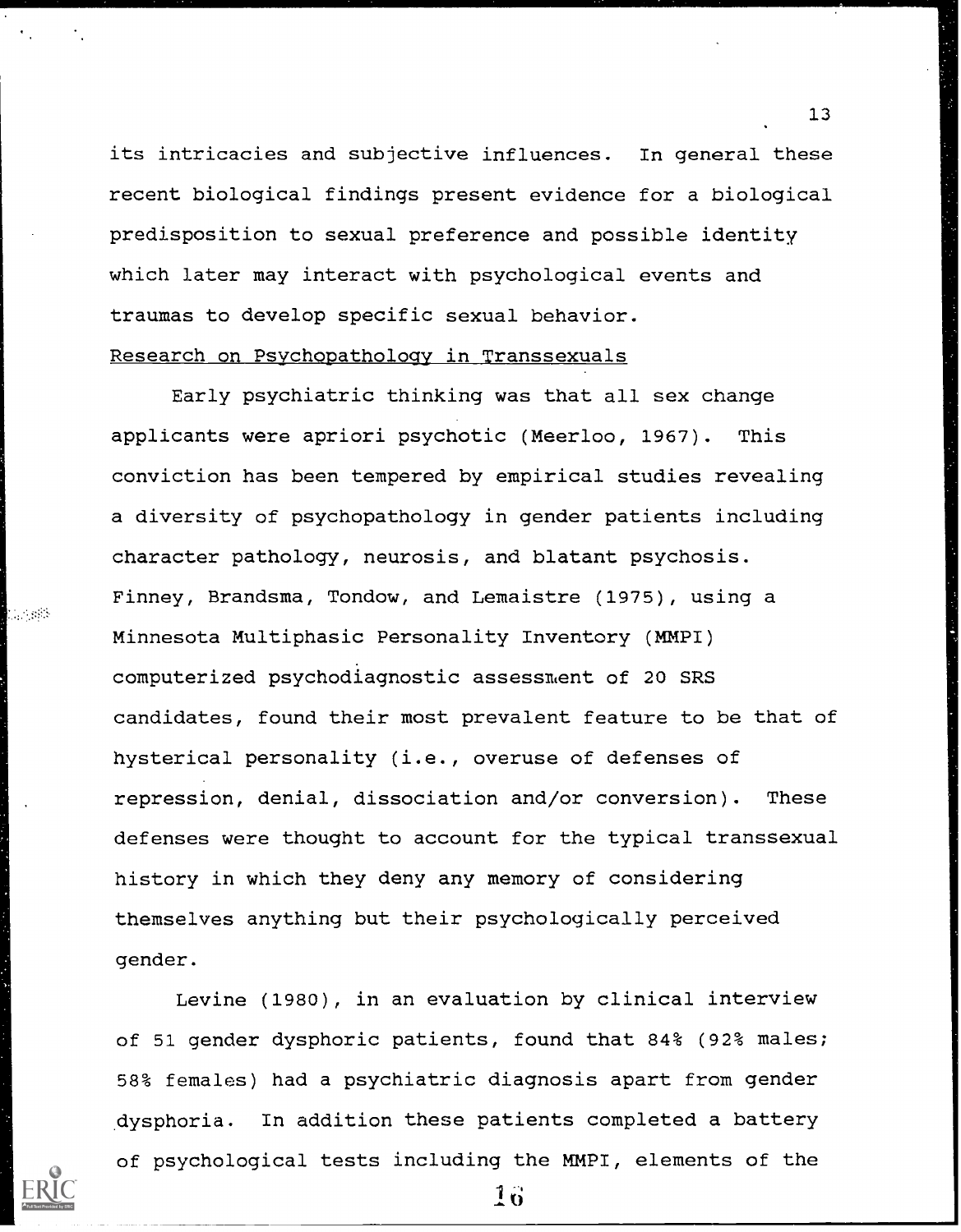its intricacies and subjective influences. In general these recent biological findings present evidence for a biological predisposition to sexual preference and possible identity which later may interact with psychological events and traumas to develop specific sexual behavior.

## Research on Psychopathology in Transsexuals

Early psychiatric thinking was that all sex change applicants were apriori psychotic (Meerloo, 1967). This conviction has been tempered by empirical studies revealing a diversity of psychopathology in gender patients including character pathology, neurosis, and blatant psychosis. Finney, Brandsma, Tondow, and Lemaistre (1975), using a Minnesota Multiphasic Personality Inventory (MMPI) computerized psychodiagnostic assessment of 20 SRS candidates, found their most prevalent feature to be that of hysterical personality (i.e., overuse of defenses of repression, denial, dissociation and/or conversion). These defenses were thought to account for the typical transsexual history in which they deny any memory of considering themselves anything but their psychologically perceived gender.

Levine (1980), in an evaluation by clinical interview of 51 gender dysphoric patients, found that 84% (92% males; 58% females) had a psychiatric diagnosis apart from gender dysphoria. In addition these patients completed a battery of psychological tests including the MMPI, elements of the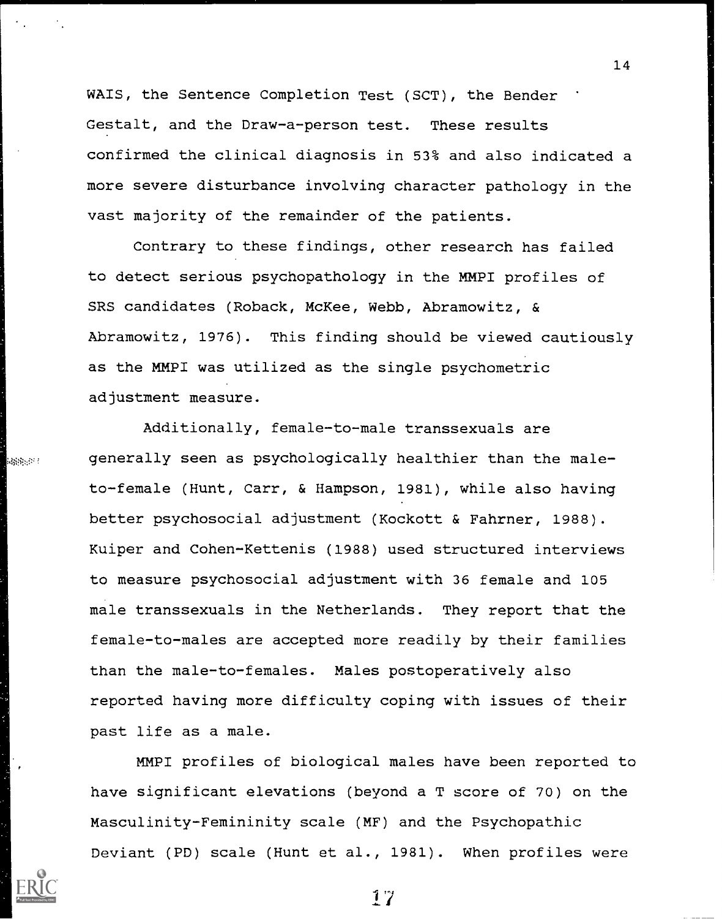WAIS, the Sentence Completion Test (SCT), the Bender Gestalt, and the Draw-a-person test. These results confirmed the clinical diagnosis in 53% and also indicated a more severe disturbance involving character pathology in the vast majority of the remainder of the patients.

Contrary to these findings, other research has failed to detect serious psychopathology in the MMPI profiles of SRS candidates (Roback, McKee, Webb, Abramowitz, & Abramowitz, 1976). This finding should be viewed cautiously as the MMPI was utilized as the single psychometric adjustment measure.

Additionally, female-to-male transsexuals are generally seen as psychologically healthier than the male-to-female (Hunt, Carr, & Hampson, 1981), while also having better psychosocial adjustment (Kockott & Fahrner, 1988). Kuiper and Cohen-Kettenis (1988) used structured interviews to measure psychosocial adjustment with 36 female and 105 male transsexuals in the Netherlands. They report that the female-to-males are accepted more readily by their families than the male-to-females. Males postoperatively also reported having more difficulty coping with issues of their past life as a male.

MMPI profiles of biological males have been reported to have significant elevations (beyond a T score of 70) on the Masculinity-Femininity scale (MF) and the Psychopathic Deviant (PD) scale (Hunt et al., 1981). When profiles were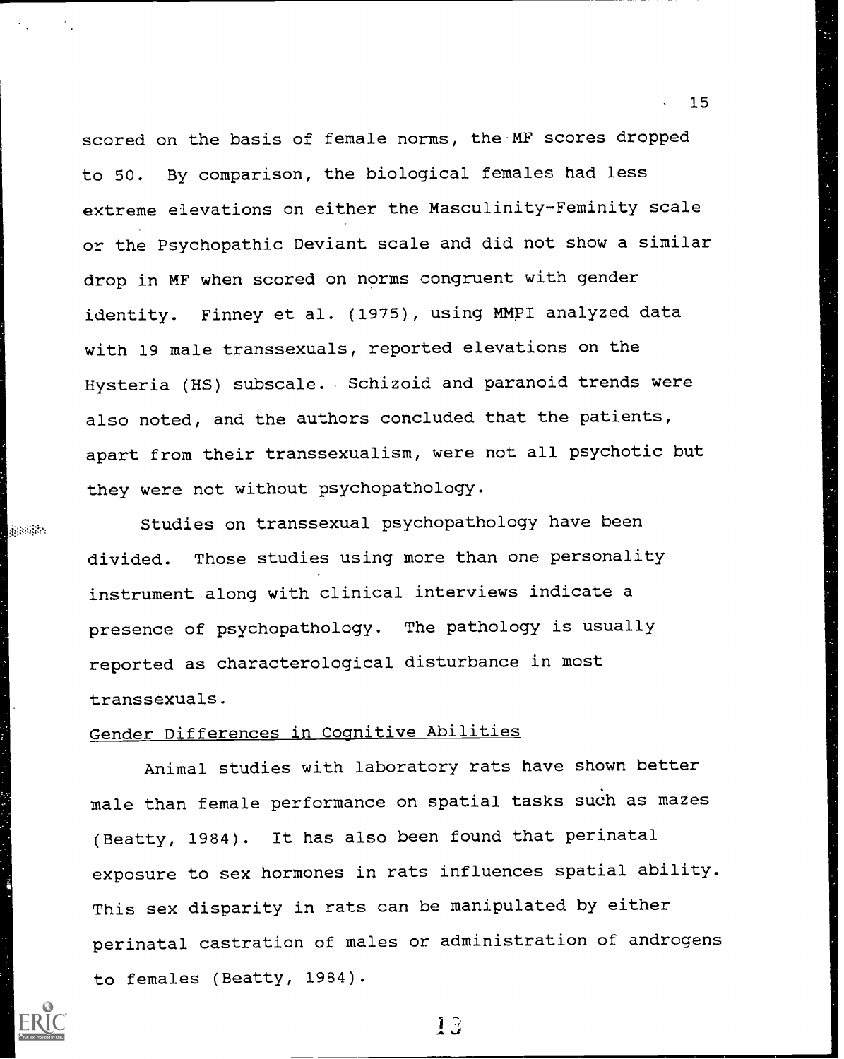scored on the basis of female norms, the MF scores dropped to 50. By comparison, the biological females had less extreme elevations on either the Masculinity-Feminity scale or the Psychopathic Deviant scale and did not show a similar drop in MF when scored on norms congruent with gender identity. Finney et al. (1975), using MMPI analyzed data with 19 male transsexuals, reported elevations on the Hysteria (HS) subscale. Schizoid and paranoid trends were also noted, and the authors concluded that the patients, apart from their transsexualism, were not all psychotic but they were not without psychopathology.

Studies on transsexual psychopathology have been divided. Those studies using more than one personality instrument along with clinical interviews indicate a presence of psychopathology. The pathology is usually reported as characterological disturbance in most transsexuals.

## Gender Differences in Cognitive Abilities

Animal studies with laboratory rats have shown better male than female performance on spatial tasks such as mazes (Beatty, 1984). It has also been found that perinatal exposure to sex hormones in rats influences spatial ability. This sex disparity in rats can be manipulated by either perinatal castration of males or administration of androgens to females (Beatty, 1984).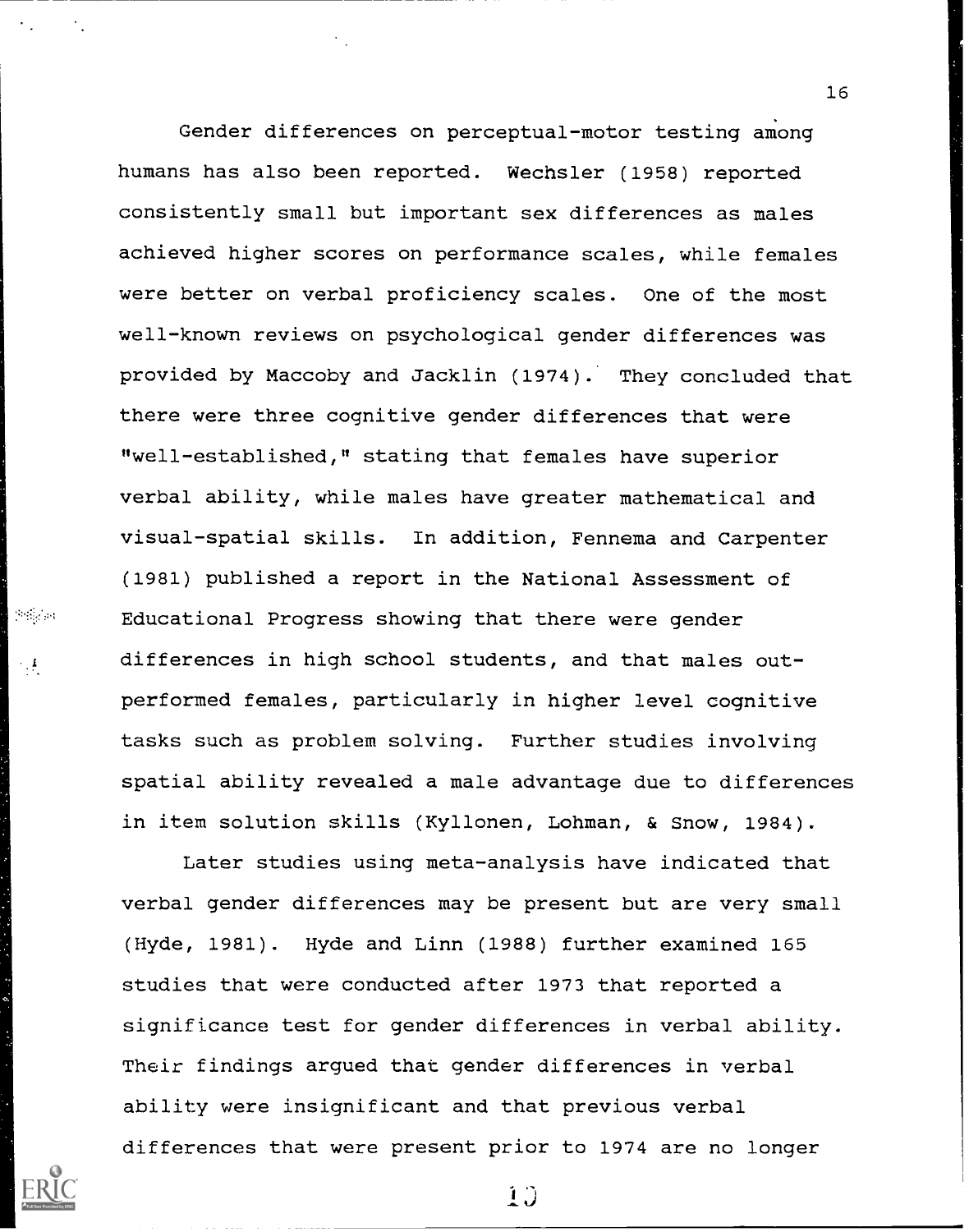Gender differences on perceptual-motor testing among humans has also been reported. Wechsler (1958) reported consistently small but important sex differences as males achieved higher scores on performance scales, while females were better on verbal proficiency scales. One of the most well-known reviews on psychological gender differences was provided by Maccoby and Jacklin (1974). They concluded that there were three cognitive gender differences that were "well-established," stating that females have superior verbal ability, while males have greater mathematical and visual-spatial skills. In addition, Fennema and Carpenter (1981) published a report in the National Assessment of Educational Progress showing that there were gender differences in high school students, and that males out-performed females, particularly in higher level cognitive tasks such as problem solving. Further studies involving spatial ability revealed a male advantage due to differences in item solution skills (Kyllonen, Lohman, & Snow, 1984).

Later studies using meta-analysis have indicated that verbal gender differences may be present but are very small (Hyde, 1981). Hyde and Linn (1988) further examined 165 studies that were conducted after 1973 that reported a significance test for gender differences in verbal ability. Their findings argued that gender differences in verbal ability were insignificant and that previous verbal differences that were present prior to 1974 are no longer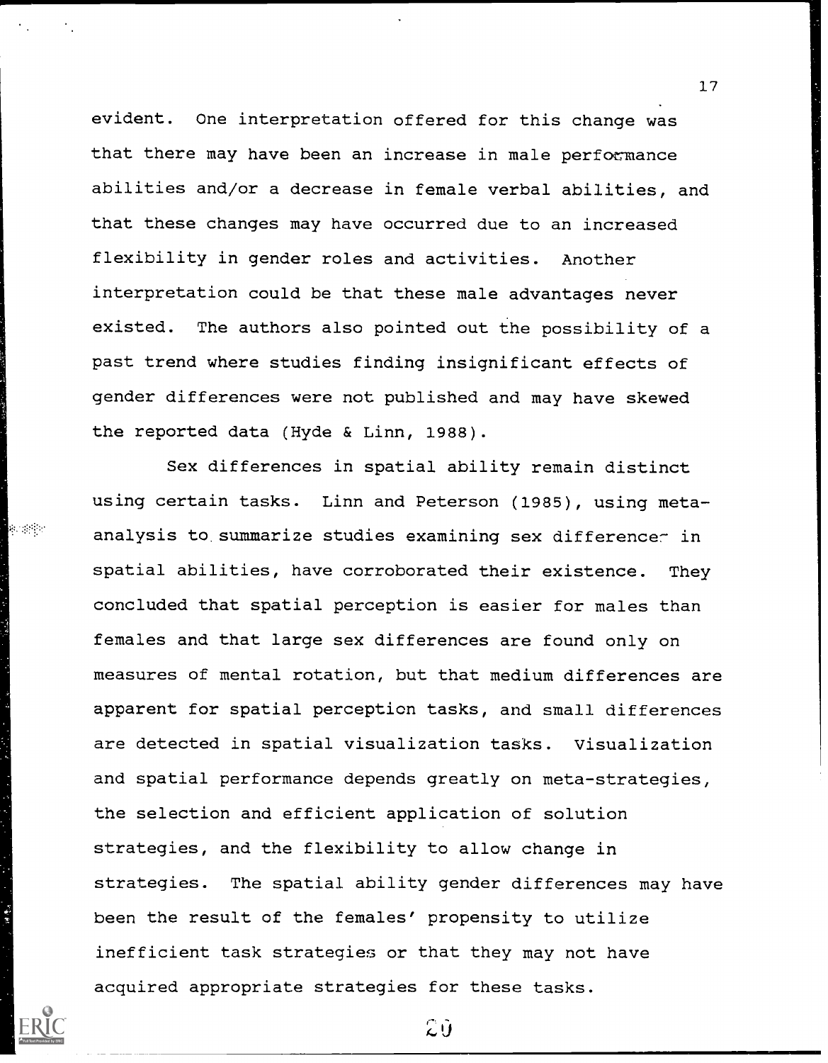evident. One interpretation offered for this change was that there may have been an increase in male performance abilities and/or a decrease in female verbal abilities, and that these changes may have occurred due to an increased flexibility in gender roles and activities. Another interpretation could be that these male advantages never existed. The authors also pointed out the possibility of a past trend where studies finding insignificant effects of gender differences were not published and may have skewed the reported data (Hyde & Linn, 1988).

Sex differences in spatial ability remain distinct using certain tasks. Linn and Peterson (1985), using meta-analysis to summarize studies examining sex differences in spatial abilities, have corroborated their existence. They concluded that spatial perception is easier for males than females and that large sex differences are found only on measures of mental rotation, but that medium differences are apparent for spatial perception tasks, and small differences are detected in spatial visualization tasks. Visualization and spatial performance depends greatly on meta-strategies, the selection and efficient application of solution strategies, and the flexibility to allow change in strategies. The spatial ability gender differences may have been the result of the females' propensity to utilize inefficient task strategies or that they may not have acquired appropriate strategies for these tasks.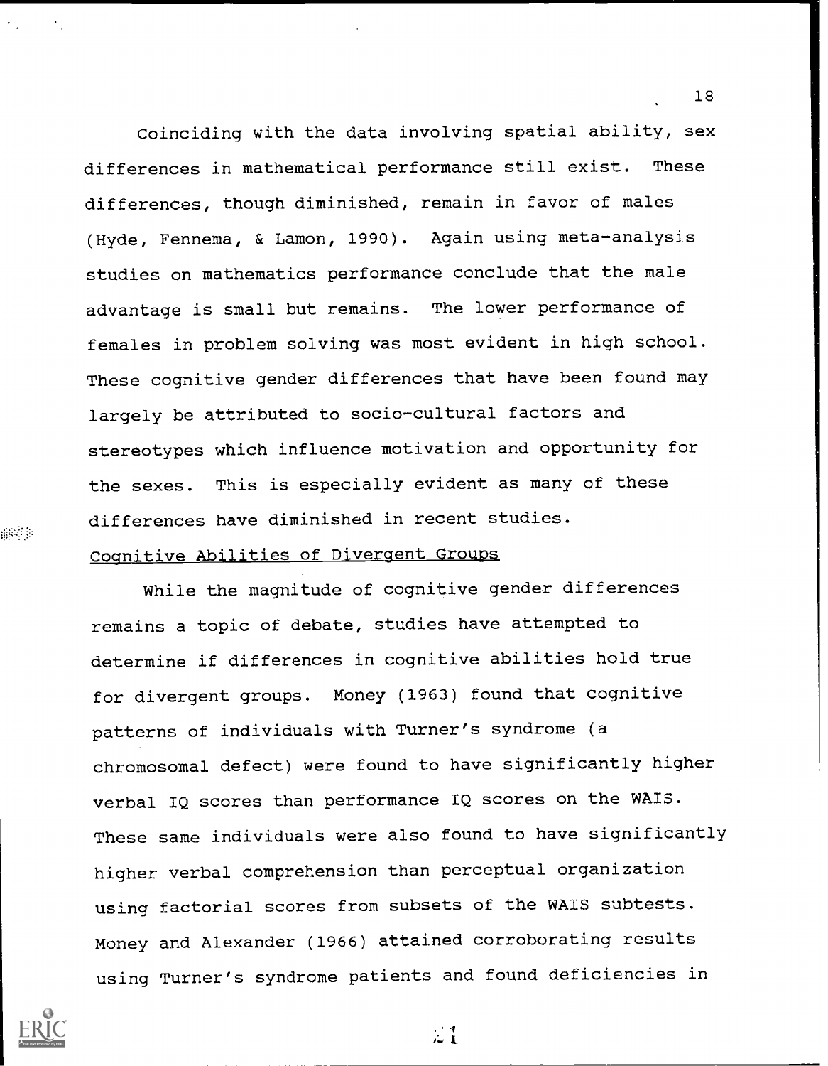Coinciding with the data involving spatial ability, sex differences in mathematical performance still exist. These differences, though diminished, remain in favor of males (Hyde, Fennema, & Lamon, 1990). Again using meta-analysis studies on mathematics performance conclude that the male advantage is small but remains. The lower performance of females in problem solving was most evident in high school. These cognitive gender differences that have been found may largely be attributed to socio-cultural factors and stereotypes which influence motivation and opportunity for the sexes. This is especially evident as many of these differences have diminished in recent studies.

## Cognitive Abilities of Divergent Groups

While the magnitude of cognitive gender differences remains a topic of debate, studies have attempted to determine if differences in cognitive abilities hold true for divergent groups. Money (1963) found that cognitive patterns of individuals with Turner's syndrome (a chromosomal defect) were found to have significantly higher verbal IQ scores than performance IQ scores on the WAIS. These same individuals were also found to have significantly higher verbal comprehension than perceptual organization using factorial scores from subsets of the WAIS subtests. Money and Alexander (1966) attained corroborating results using Turner's syndrome patients and found deficiencies in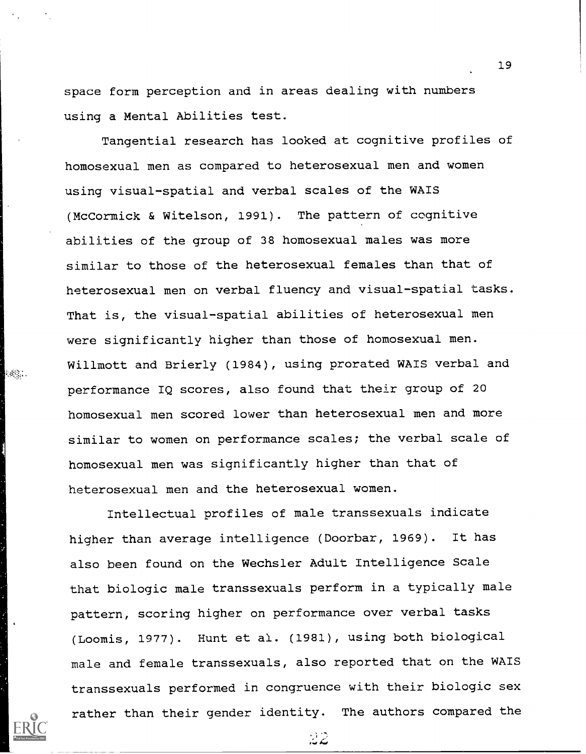space form perception and in areas dealing with numbers using a Mental Abilities test.

Tangential research has looked at cognitive profiles of homosexual men as compared to heterosexual men and women using visual-spatial and verbal scales of the WAIS (McCormick & Witelson, 1991). The pattern of cognitive abilities of the group of 38 homosexual males was more similar to those of the heterosexual females than that of heterosexual men on verbal fluency and visual-spatial tasks. That is, the visual-spatial abilities of heterosexual men were significantly higher than those of homosexual men. Willmott and Brierly (1984), using prorated WAIS verbal and performance IQ scores, also found that their group of 20 homosexual men scored lower than heterosexual men and more similar to women on performance scales; the verbal scale of homosexual men was significantly higher than that of heterosexual men and the heterosexual women.

Intellectual profiles of male transsexuals indicate higher than average intelligence (Doorbar, 1969). It has also been found on the Wechsler Adult Intelligence Scale that biologic male transsexuals perform in a typically male pattern, scoring higher on performance over verbal tasks (Loomis, 1977). Hunt et al. (1981), using both biological male and female transsexuals, also reported that on the WAIS transsexuals performed in congruence with their biologic sex rather than their gender identity. The authors compared the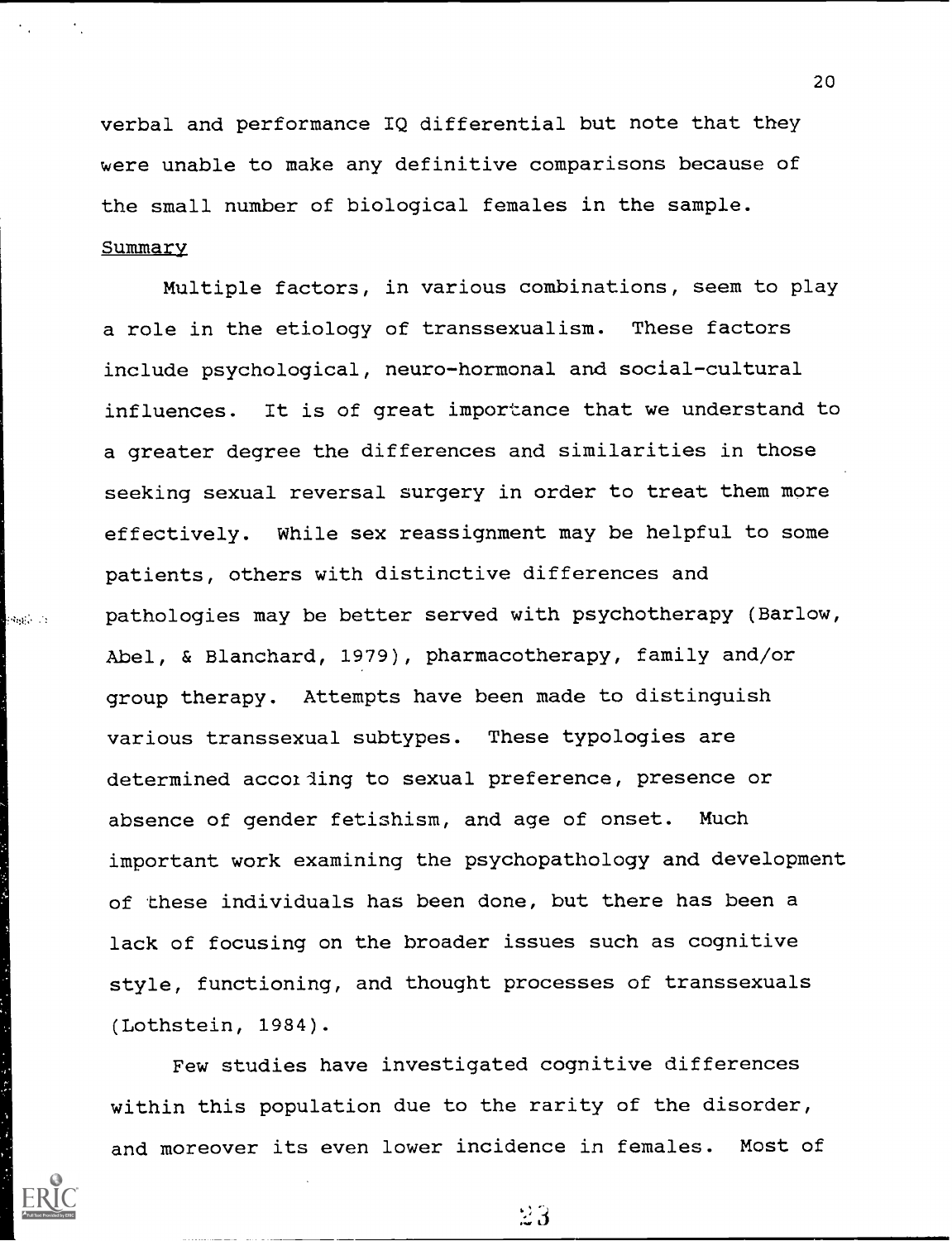verbal and performance IQ differential but note that they were unable to make any definitive comparisons because of the small number of biological females in the sample.

## Summary

Multiple factors, in various combinations, seem to play a role in the etiology of transsexualism. These factors include psychological, neuro-hormonal and social-cultural influences. It is of great importance that we understand to a greater degree the differences and similarities in those seeking sexual reversal surgery in order to treat them more effectively. While sex reassignment may be helpful to some patients, others with distinctive differences and pathologies may be better served with psychotherapy (Barlow, Abel, & Blanchard, 1979), pharmacotherapy, family and/or group therapy. Attempts have been made to distinguish various transsexual subtypes. These typologies are determined according to sexual preference, presence or absence of gender fetishism, and age of onset. Much important work examining the psychopathology and development of these individuals has been done, but there has been a lack of focusing on the broader issues such as cognitive style, functioning, and thought processes of transsexuals (Lothstein, 1984).

Few studies have investigated cognitive differences within this population due to the rarity of the disorder, and moreover its even lower incidence in females. Most of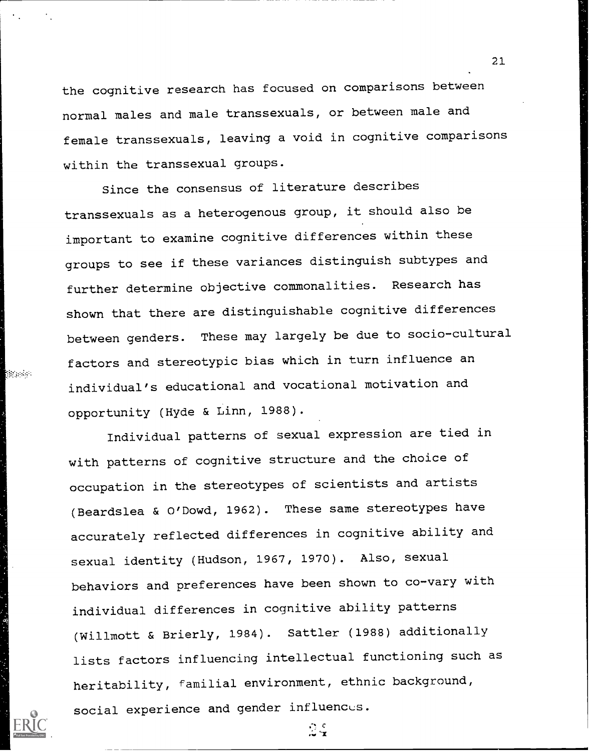the cognitive research has focused on comparisons between normal males and male transsexuals, or between male and female transsexuals, leaving a void in cognitive comparisons within the transsexual groups.

Since the consensus of literature describes transsexuals as a heterogenous group, it should also be important to examine cognitive differences within these groups to see if these variances distinguish subtypes and further determine objective commonalities. Research has shown that there are distinguishable cognitive differences between genders. These may largely be due to socio-cultural factors and stereotypic bias which in turn influence an individual's educational and vocational motivation and opportunity (Hyde & Linn, 1988).

Individual patterns of sexual expression are tied in with patterns of cognitive structure and the choice of occupation in the stereotypes of scientists and artists (Beardslea & O'Dowd, 1962). These same stereotypes have accurately reflected differences in cognitive ability and sexual identity (Hudson, 1967, 1970). Also, sexual behaviors and preferences have been shown to co-vary with individual differences in cognitive ability patterns (Willmott & Brierly, 1984). Sattler (1988) additionally lists factors influencing intellectual functioning such as heritability, familial environment, ethnic background, social experience and gender influences.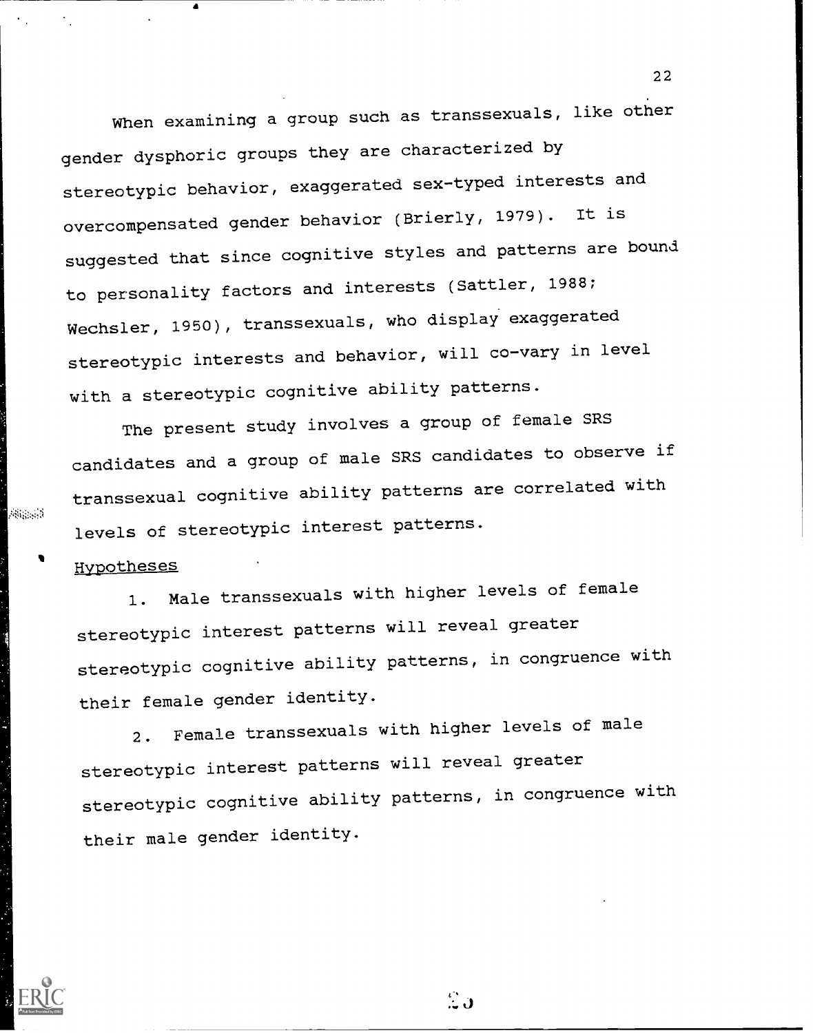When examining a group such as transsexuals, like other gender dysphoric groups they are characterized by stereotypic behavior, exaggerated sex-typed interests and overcompensated gender behavior (Brierly, 1979). It is suggested that since cognitive styles and patterns are bound to personality factors and interests (Sattler, 1988; Wechsler, 1950), transsexuals, who display exaggerated stereotypic interests and behavior, will co-vary in level with a stereotypic cognitive ability patterns.

The present study involves a group of female SRS candidates and a group of male SRS candidates to observe if transsexual cognitive ability patterns are correlated with levels of stereotypic interest patterns.

Hypotheses

1. Male transsexuals with higher levels of female stereotypic interest patterns will reveal greater stereotypic cognitive ability patterns, in congruence with their female gender identity.

2. Female transsexuals with higher levels of male stereotypic interest patterns will reveal greater stereotypic cognitive ability patterns, in congruence with their male gender identity.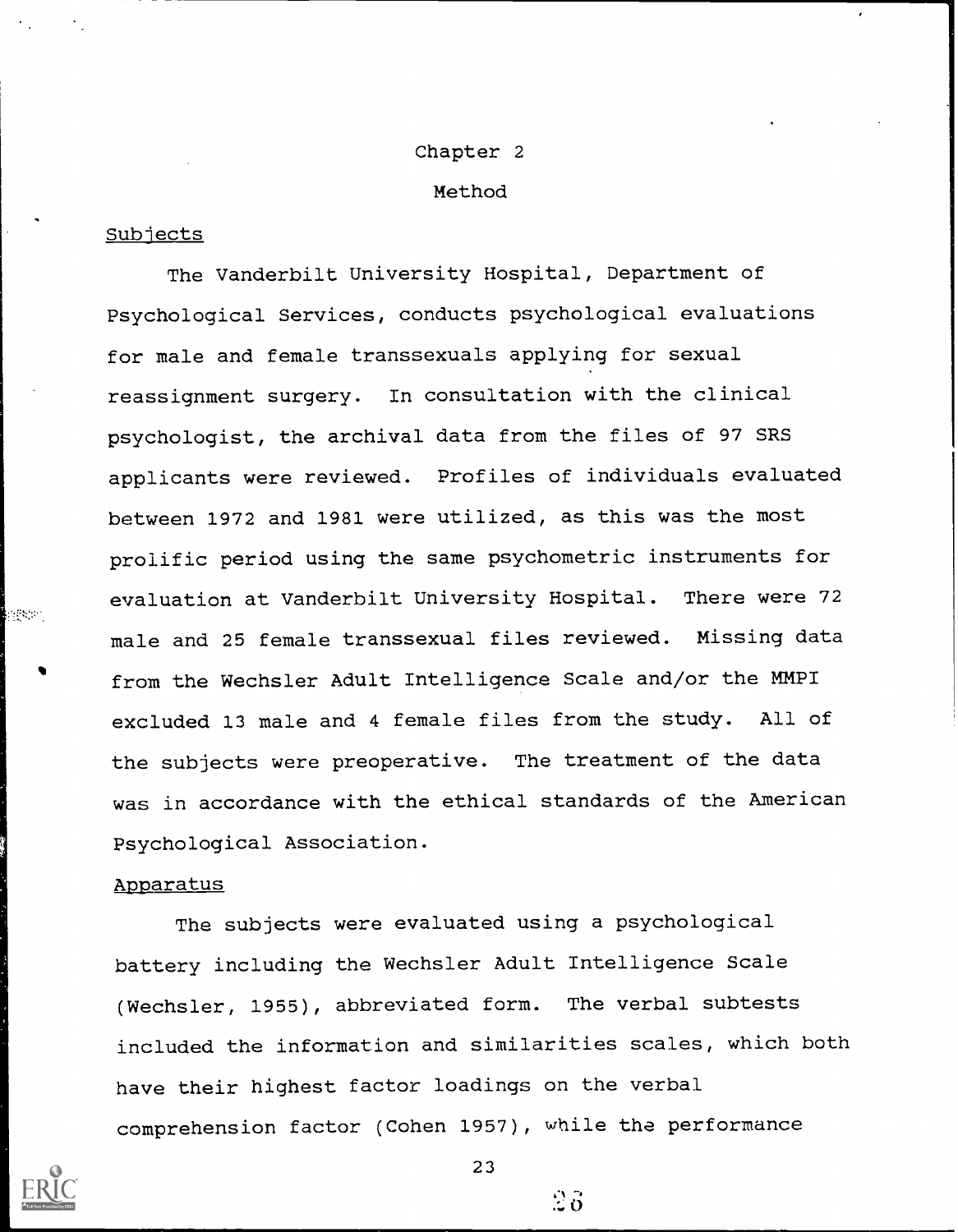# Chapter 2

## Method

### Subjects

The Vanderbilt University Hospital, Department of Psychological Services, conducts psychological evaluations for male and female transsexuals applying for sexual reassignment surgery. In consultation with the clinical psychologist, the archival data from the files of 97 SRS applicants were reviewed. Profiles of individuals evaluated between 1972 and 1981 were utilized, as this was the most prolific period using the same psychometric instruments for evaluation at Vanderbilt University Hospital. There were 72 male and 25 female transsexual files reviewed. Missing data from the Wechsler Adult Intelligence Scale and/or the MMPI excluded 13 male and 4 female files from the study. All of the subjects were preoperative. The treatment of the data was in accordance with the ethical standards of the American Psychological Association.

### Apparatus

The subjects were evaluated using a psychological battery including the Wechsler Adult Intelligence Scale (Wechsler, 1955), abbreviated form. The verbal subtests included the information and similarities scales, which both have their highest factor loadings on the verbal comprehension factor (Cohen 1957), while the performance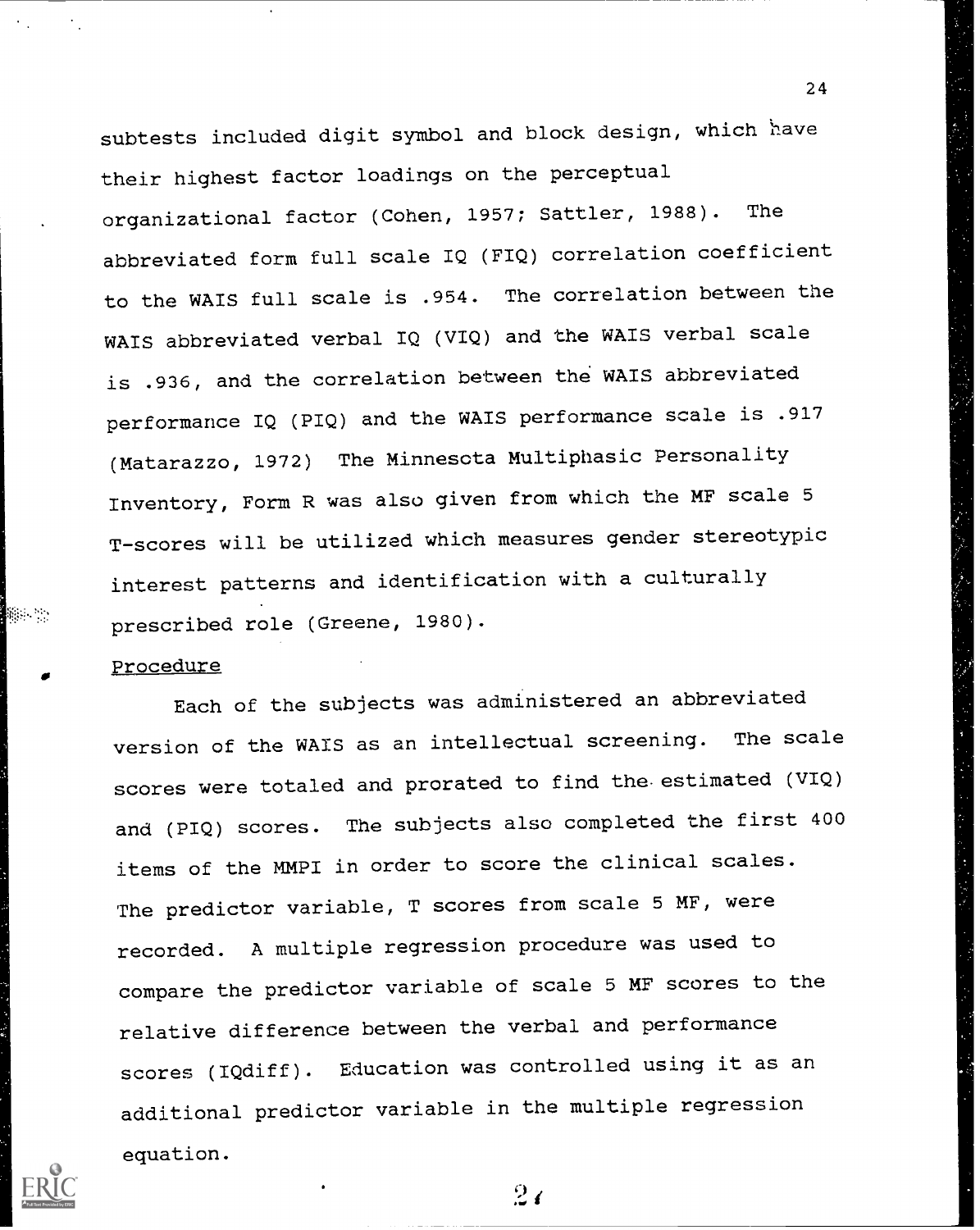subtests included digit symbol and block design, which have their highest factor loadings on the perceptual organizational factor (Cohen, 1957; Sattler, 1988). The abbreviated form full scale IQ (FIQ) correlation coefficient to the WAIS full scale is .954. The correlation between the WAIS abbreviated verbal IQ (VIQ) and the WAIS verbal scale is .936, and the correlation between the WAIS abbreviated performance IQ (PIQ) and the WAIS performance scale is .917 (Matarazzo, 1972) The Minnesota Multiphasic Personality Inventory, Form R was also given from which the MF scale 5 T-scores will be utilized which measures gender stereotypic interest patterns and identification with a culturally prescribed role (Greene, 1980).

## Procedure

Each of the subjects was administered an abbreviated version of the WAIS as an intellectual screening. The scale scores were totaled and prorated to find the estimated (VIQ) and (PIQ) scores. The subjects also completed the first 400 items of the MMPI in order to score the clinical scales. The predictor variable, T scores from scale 5 MF, were recorded. A multiple regression procedure was used to compare the predictor variable of scale 5 MF scores to the relative difference between the verbal and performance scores (IQdiff). Education was controlled using it as an additional predictor variable in the multiple regression equation.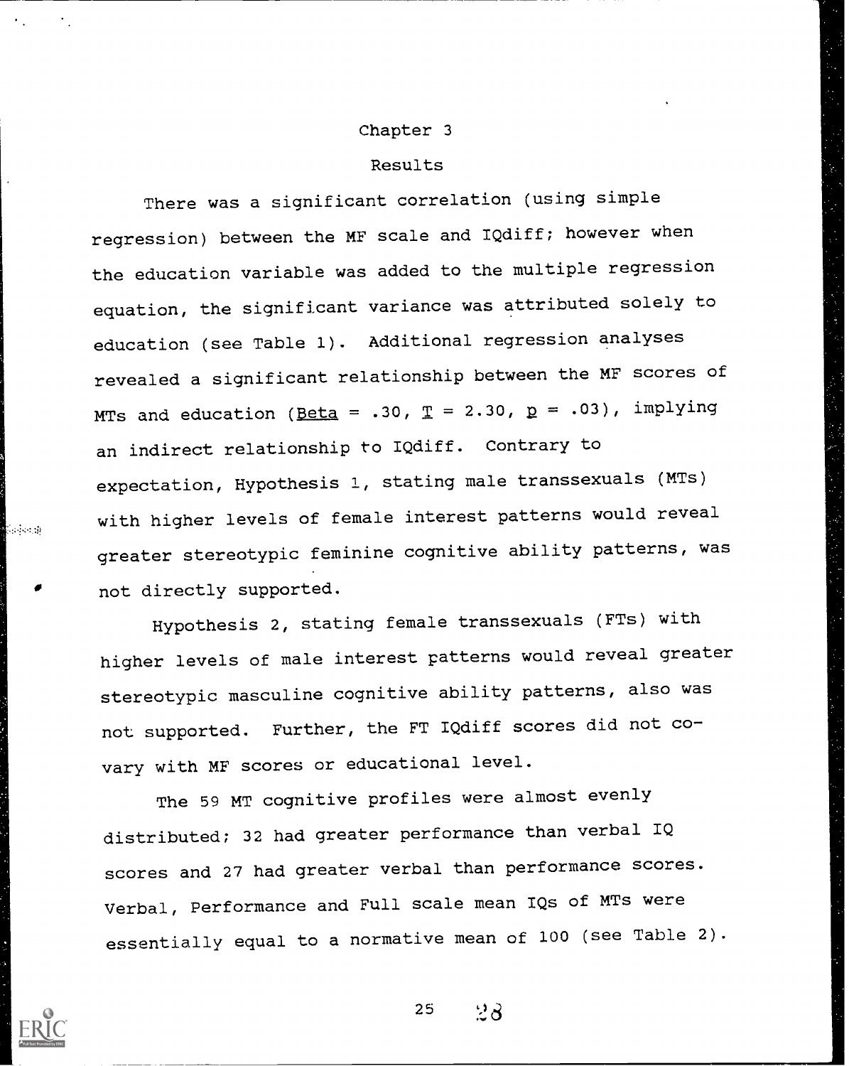# Chapter 3

## Results

There was a significant correlation (using simple regression) between the MF scale and IQdiff; however when the education variable was added to the multiple regression equation, the significant variance was attributed solely to education (see Table 1). Additional regression analyses revealed a significant relationship between the MF scores of MTs and education (*Beta* = .30, *T* = 2.30, *p* = .03), implying an indirect relationship to IQdiff. Contrary to expectation, Hypothesis 1, stating male transsexuals (MTs) with higher levels of female interest patterns would reveal greater stereotypic feminine cognitive ability patterns, was not directly supported.

Hypothesis 2, stating female transsexuals (FTs) with higher levels of male interest patterns would reveal greater stereotypic masculine cognitive ability patterns, also was not supported. Further, the FT IQdiff scores did not co-vary with MF scores or educational level.

The 59 MT cognitive profiles were almost evenly distributed; 32 had greater performance than verbal IQ scores and 27 had greater verbal than performance scores. Verbal, Performance and Full scale mean IQs of MTs were essentially equal to a normative mean of 100 (see Table 2).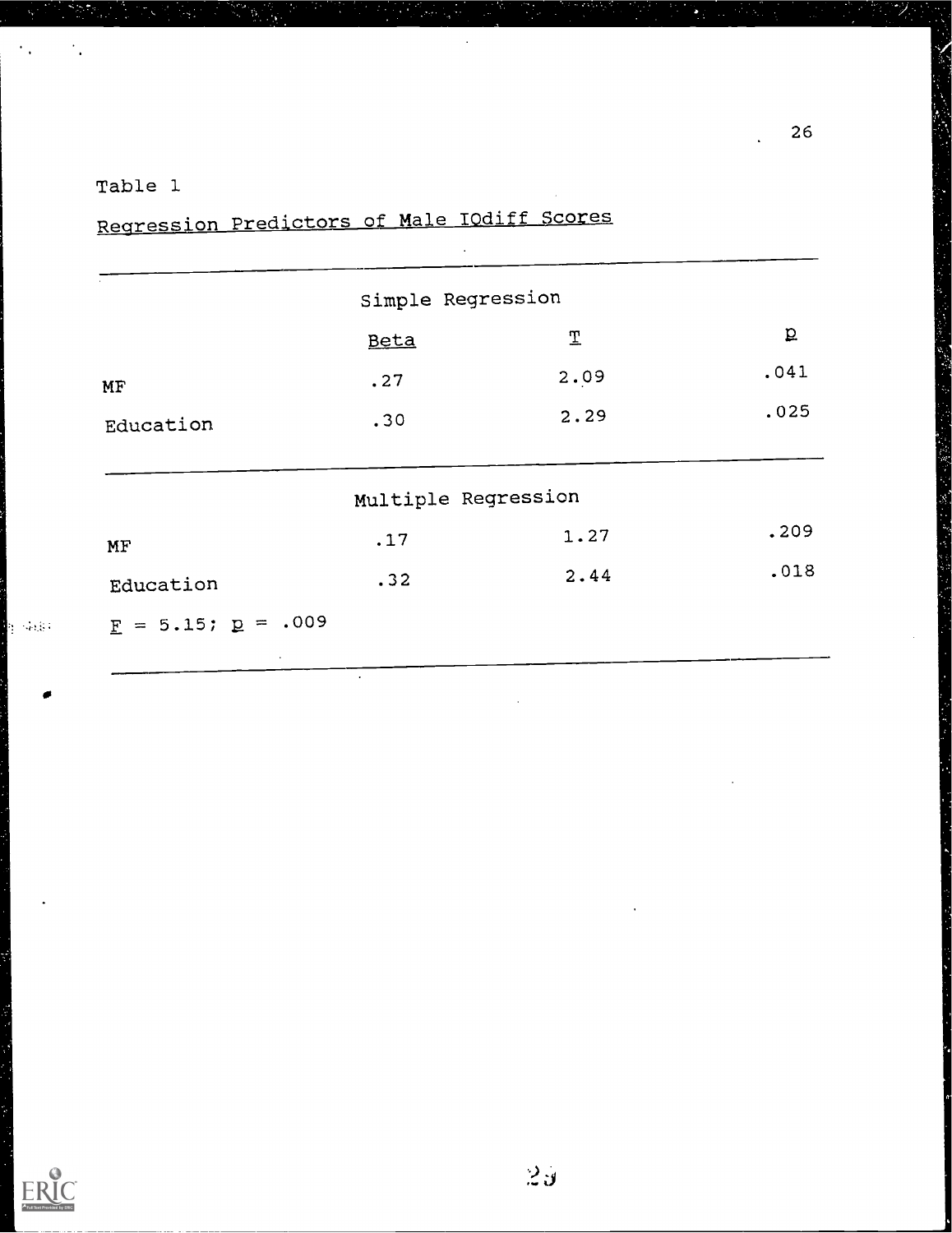Table 1

Regression Predictors of Male IQdiff Scores

| | Simple Regression | | |
|---|---|---|---|
| | Beta | *T* | *p* |
| MF | .27 | 2.09 | .041 |
| Education | .30 | 2.29 | .025 |
| | **Multiple Regression** | | |
| MF | .17 | 1.27 | .209 |
| Education | .32 | 2.44 | .018 |
| $F = 5.15$; $p = .009$ | | | |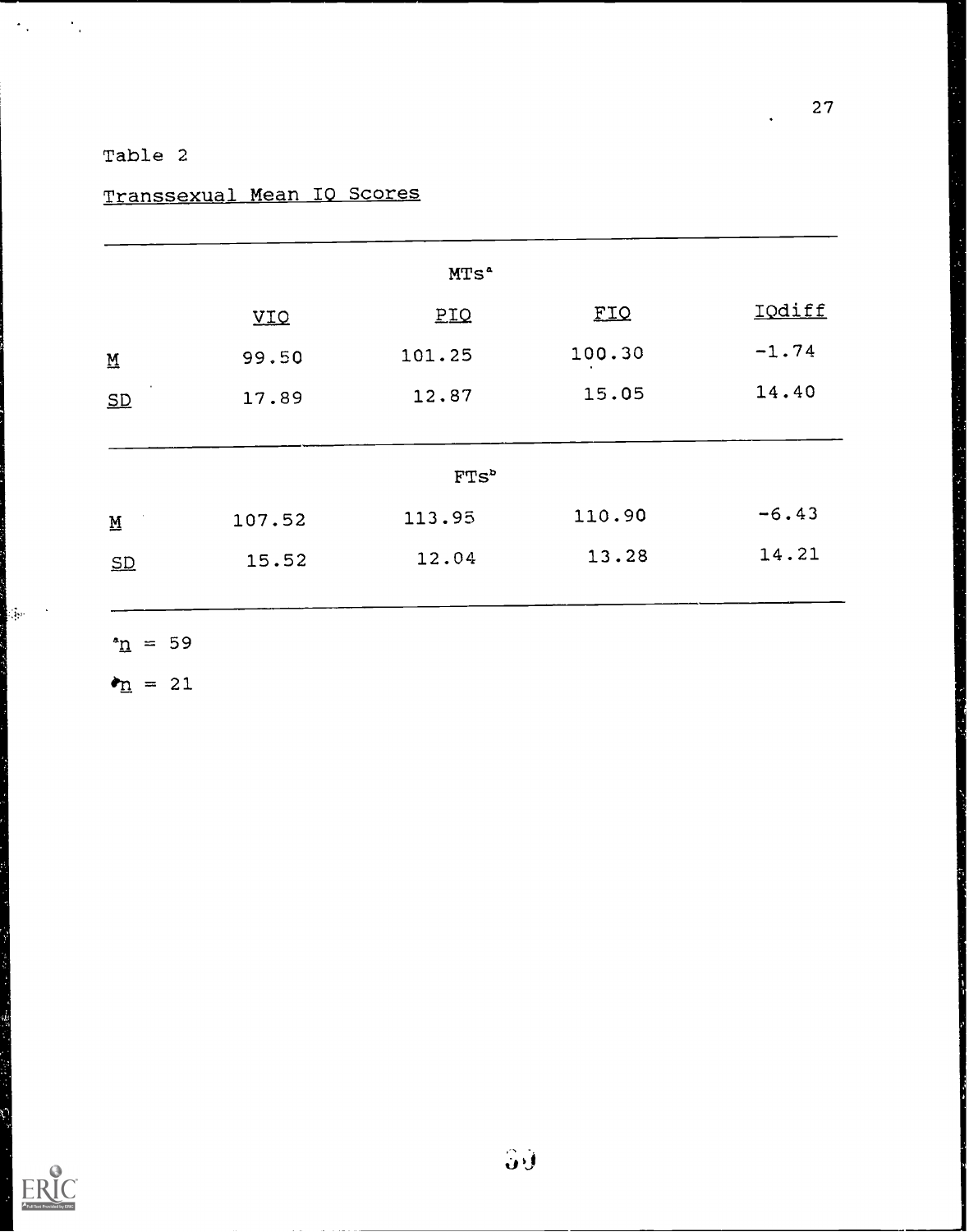Table 2

Transsexual Mean IQ Scores

| | MTs[a] | | | |
|---|---|---|---|---|
| | VIQ | PIQ | FIQ | IQdiff |
| *M* | 99.50 | 101.25 | 100.30 | -1.74 |
| *SD* | 17.89 | 12.87 | 15.05 | 14.40 |
| | FTs[b] | | | |
| *M* | 107.52 | 113.95 | 110.90 | -6.43 |
| *SD* | 15.52 | 12.04 | 13.28 | 14.21 |

[a] *n* = 59

[b] *n* = 21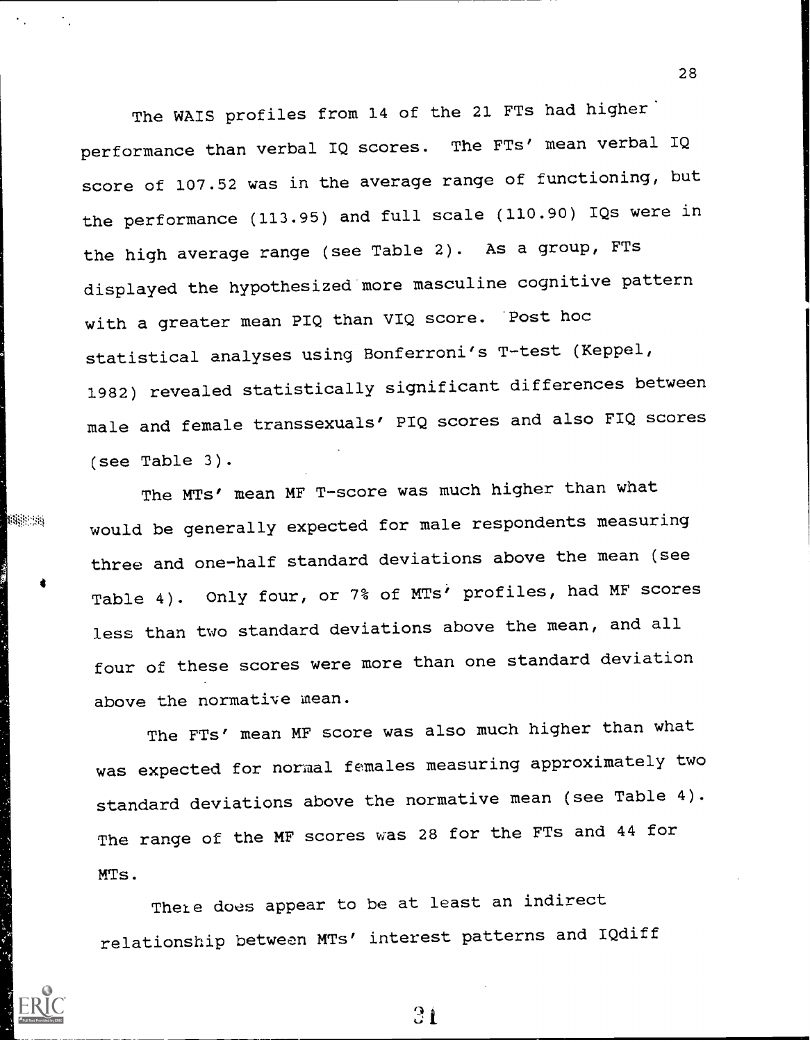The WAIS profiles from 14 of the 21 FTs had higher performance than verbal IQ scores. The FTs' mean verbal IQ score of 107.52 was in the average range of functioning, but the performance (113.95) and full scale (110.90) IQs were in the high average range (see Table 2). As a group, FTs displayed the hypothesized more masculine cognitive pattern with a greater mean PIQ than VIQ score. Post hoc statistical analyses using Bonferroni's T-test (Keppel, 1982) revealed statistically significant differences between male and female transsexuals' PIQ scores and also FIQ scores (see Table 3).

The MTs' mean MF T-score was much higher than what would be generally expected for male respondents measuring three and one-half standard deviations above the mean (see Table 4). Only four, or 7% of MTs' profiles, had MF scores less than two standard deviations above the mean, and all four of these scores were more than one standard deviation above the normative mean.

The FTs' mean MF score was also much higher than what was expected for normal females measuring approximately two standard deviations above the normative mean (see Table 4). The range of the MF scores was 28 for the FTs and 44 for MTs.

There does appear to be at least an indirect relationship between MTs' interest patterns and IQdiff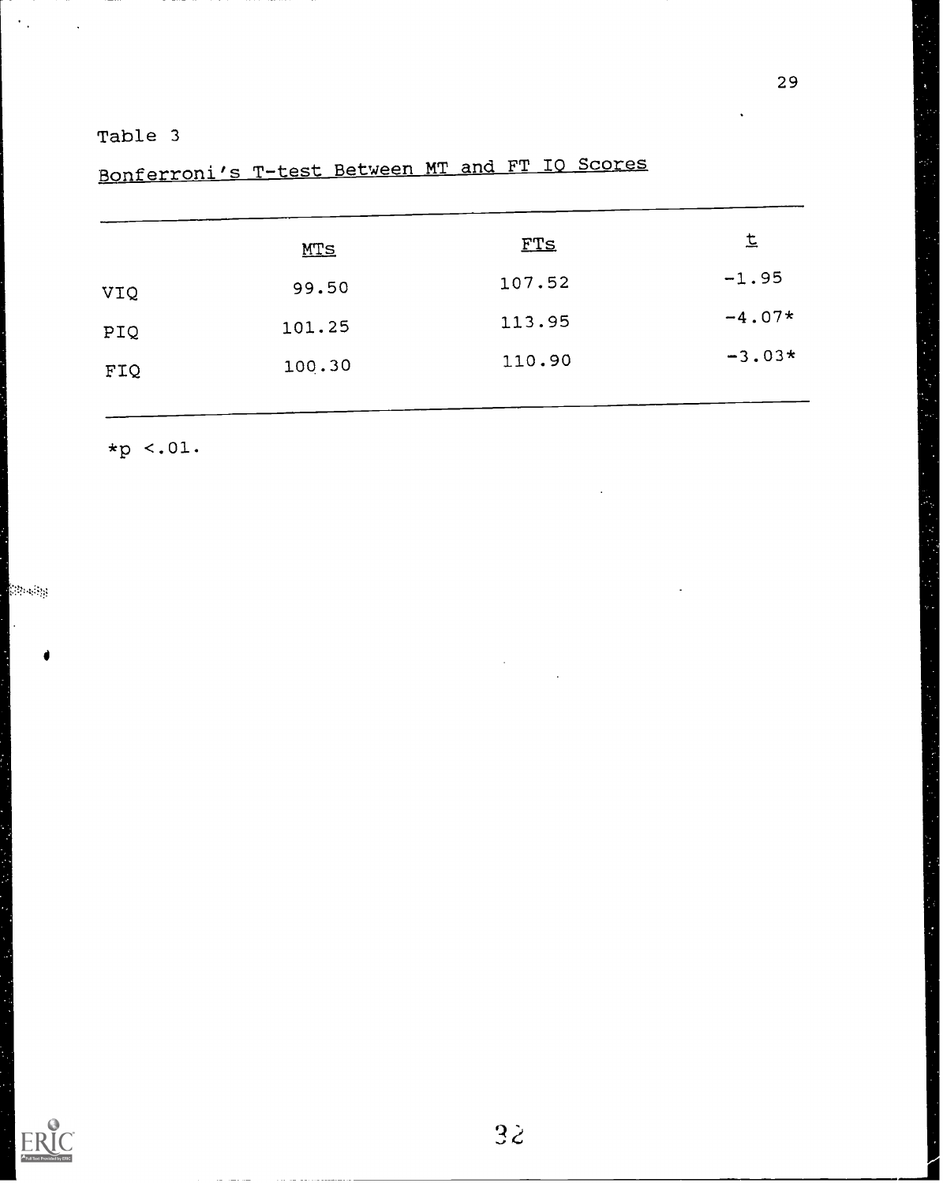Table 3

Bonferroni's T-test Between MT and FT IQ Scores

| | MTs | FTs | $t$ |
|---|---|---|---|
| VIQ | 99.50 | 107.52 | -1.95 |
| PIQ | 101.25 | 113.95 | -4.07* |
| FIQ | 100.30 | 110.90 | -3.03* |

*$p < .01$.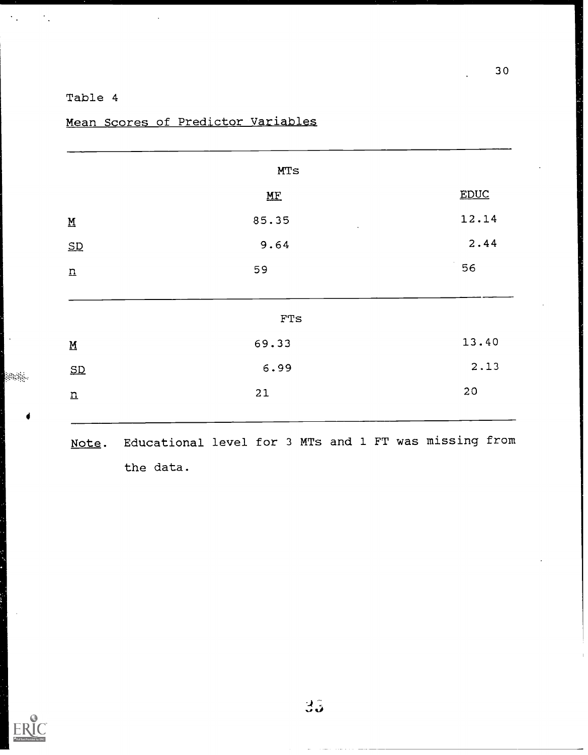Table 4

Mean Scores of Predictor Variables

| | MF | EDUC |
|---|---|---|
| **MTs** | | |
| *M* | 85.35 | 12.14 |
| *SD* | 9.64 | 2.44 |
| *n* | 59 | 56 |
| **FTs** | | |
| *M* | 69.33 | 13.40 |
| *SD* | 6.99 | 2.13 |
| *n* | 21 | 20 |

*Note*. Educational level for 3 MTs and 1 FT was missing from the data.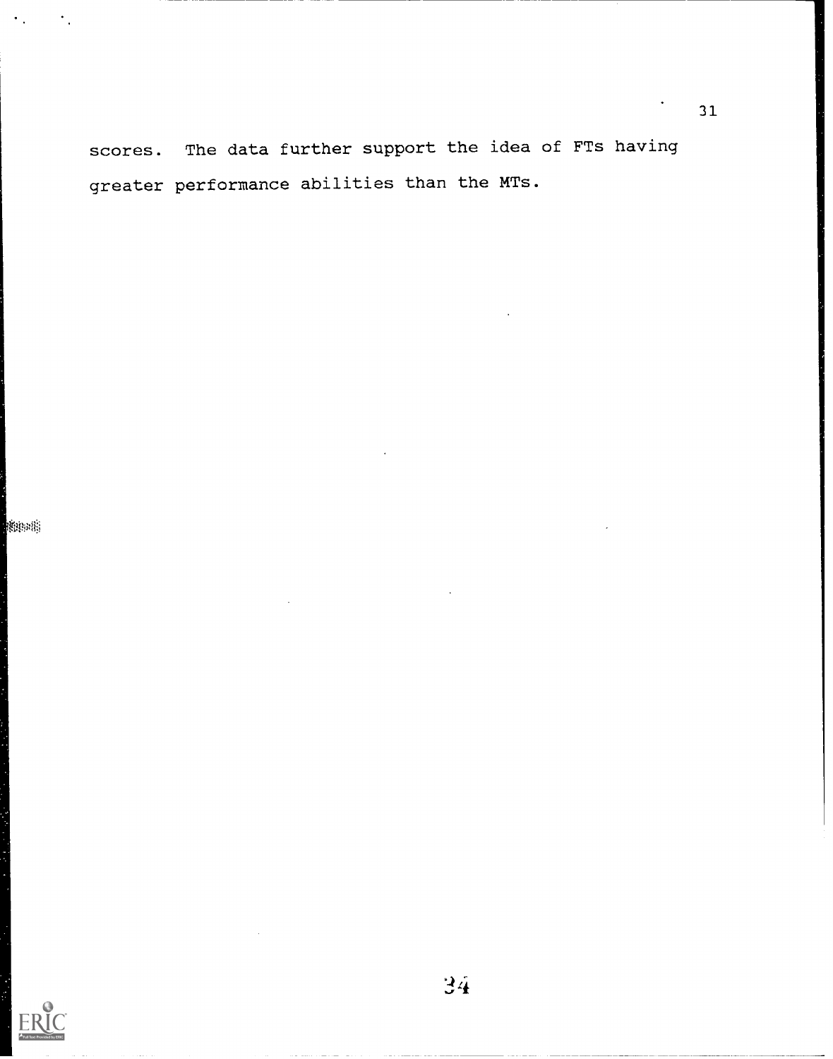scores. The data further support the idea of FTs having greater performance abilities than the MTs.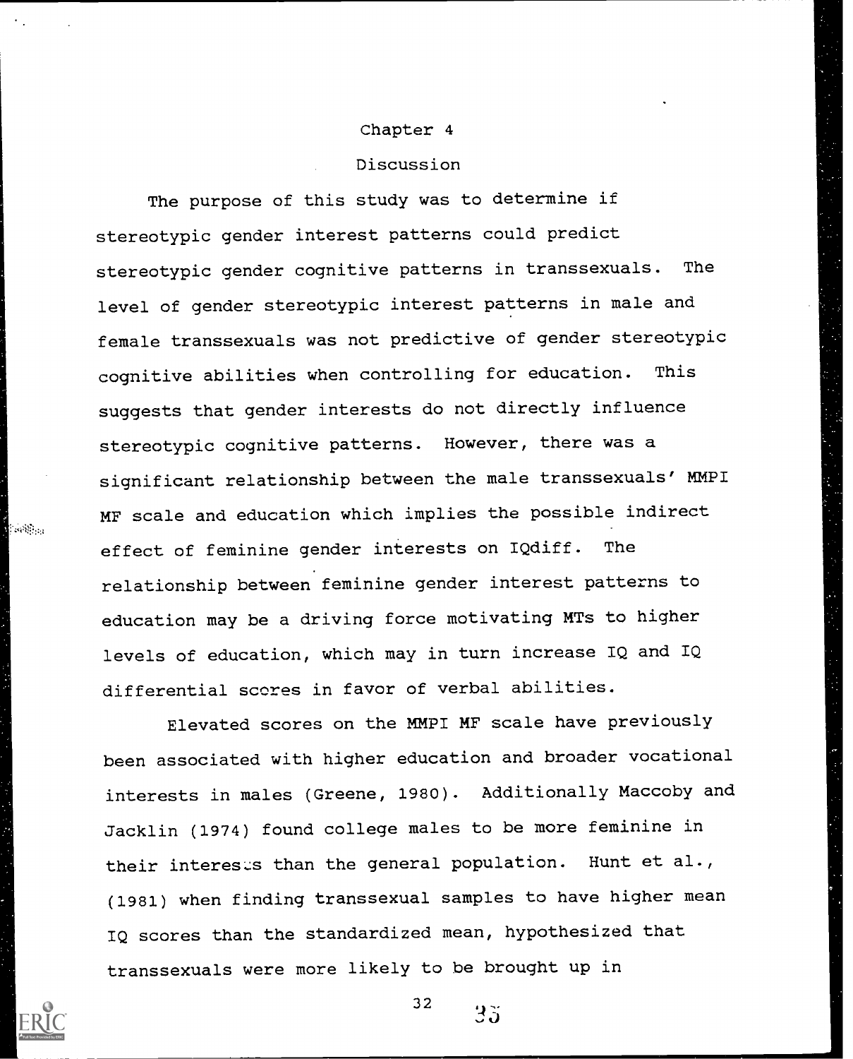# Chapter 4

## Discussion

The purpose of this study was to determine if stereotypic gender interest patterns could predict stereotypic gender cognitive patterns in transsexuals. The level of gender stereotypic interest patterns in male and female transsexuals was not predictive of gender stereotypic cognitive abilities when controlling for education. This suggests that gender interests do not directly influence stereotypic cognitive patterns. However, there was a significant relationship between the male transsexuals' MMPI MF scale and education which implies the possible indirect effect of feminine gender interests on IQdiff. The relationship between feminine gender interest patterns to education may be a driving force motivating MTs to higher levels of education, which may in turn increase IQ and IQ differential scores in favor of verbal abilities.

Elevated scores on the MMPI MF scale have previously been associated with higher education and broader vocational interests in males (Greene, 1980). Additionally Maccoby and Jacklin (1974) found college males to be more feminine in their interests than the general population. Hunt et al., (1981) when finding transsexual samples to have higher mean IQ scores than the standardized mean, hypothesized that transsexuals were more likely to be brought up in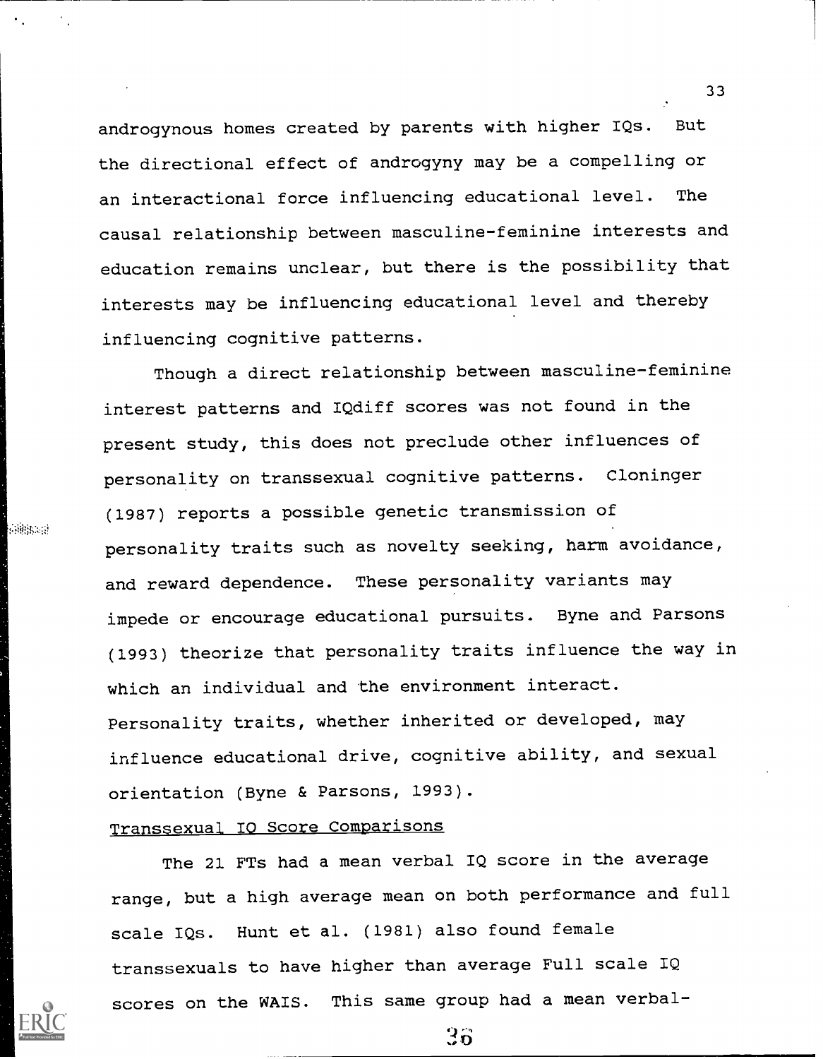androgynous homes created by parents with higher IQs. But the directional effect of androgyny may be a compelling or an interactional force influencing educational level. The causal relationship between masculine-feminine interests and education remains unclear, but there is the possibility that interests may be influencing educational level and thereby influencing cognitive patterns.

Though a direct relationship between masculine-feminine interest patterns and IQdiff scores was not found in the present study, this does not preclude other influences of personality on transsexual cognitive patterns. Cloninger (1987) reports a possible genetic transmission of personality traits such as novelty seeking, harm avoidance, and reward dependence. These personality variants may impede or encourage educational pursuits. Byne and Parsons (1993) theorize that personality traits influence the way in which an individual and the environment interact. Personality traits, whether inherited or developed, may influence educational drive, cognitive ability, and sexual orientation (Byne & Parsons, 1993).

Transsexual IQ Score Comparisons

The 21 FTs had a mean verbal IQ score in the average range, but a high average mean on both performance and full scale IQs. Hunt et al. (1981) also found female transsexuals to have higher than average Full scale IQ scores on the WAIS. This same group had a mean verbal-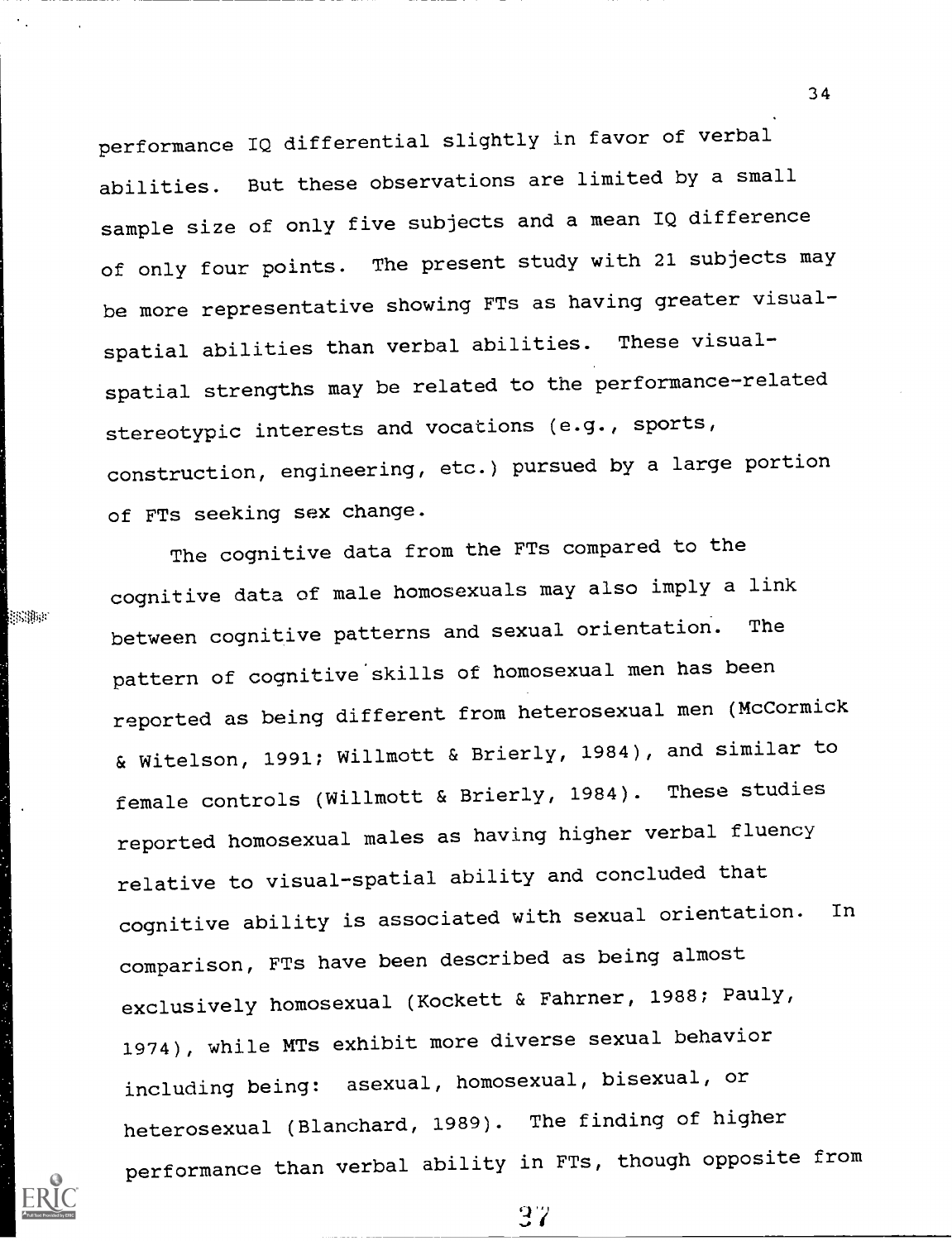performance IQ differential slightly in favor of verbal abilities. But these observations are limited by a small sample size of only five subjects and a mean IQ difference of only four points. The present study with 21 subjects may be more representative showing FTs as having greater visual-spatial abilities than verbal abilities. These visual-spatial strengths may be related to the performance-related stereotypic interests and vocations (e.g., sports, construction, engineering, etc.) pursued by a large portion of FTs seeking sex change.

The cognitive data from the FTs compared to the cognitive data of male homosexuals may also imply a link between cognitive patterns and sexual orientation. The pattern of cognitive skills of homosexual men has been reported as being different from heterosexual men (McCormick & Witelson, 1991; Willmott & Brierly, 1984), and similar to female controls (Willmott & Brierly, 1984). These studies reported homosexual males as having higher verbal fluency relative to visual-spatial ability and concluded that cognitive ability is associated with sexual orientation. In comparison, FTs have been described as being almost exclusively homosexual (Kockett & Fahrner, 1988; Pauly, 1974), while MTs exhibit more diverse sexual behavior including being: asexual, homosexual, bisexual, or heterosexual (Blanchard, 1989). The finding of higher performance than verbal ability in FTs, though opposite from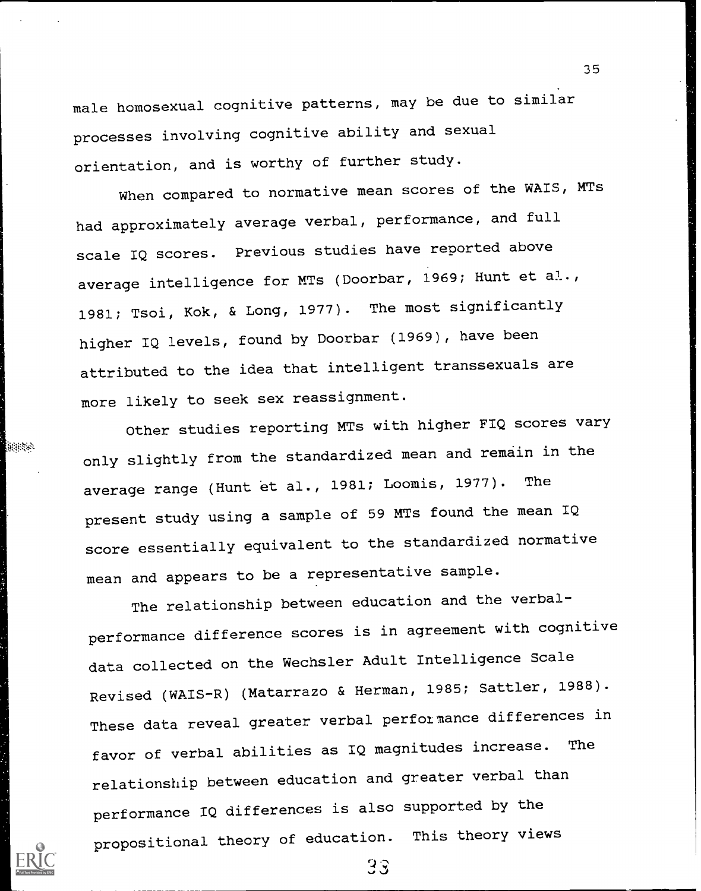male homosexual cognitive patterns, may be due to similar processes involving cognitive ability and sexual orientation, and is worthy of further study.

When compared to normative mean scores of the WAIS, MTs had approximately average verbal, performance, and full scale IQ scores. Previous studies have reported above average intelligence for MTs (Doorbar, 1969; Hunt et al., 1981; Tsoi, Kok, & Long, 1977). The most significantly higher IQ levels, found by Doorbar (1969), have been attributed to the idea that intelligent transsexuals are more likely to seek sex reassignment.

Other studies reporting MTs with higher FIQ scores vary only slightly from the standardized mean and remain in the average range (Hunt et al., 1981; Loomis, 1977). The present study using a sample of 59 MTs found the mean IQ score essentially equivalent to the standardized normative mean and appears to be a representative sample.

The relationship between education and the verbal-performance difference scores is in agreement with cognitive data collected on the Wechsler Adult Intelligence Scale Revised (WAIS-R) (Matarrazo & Herman, 1985; Sattler, 1988). These data reveal greater verbal performance differences in favor of verbal abilities as IQ magnitudes increase. The relationship between education and greater verbal than performance IQ differences is also supported by the propositional theory of education. This theory views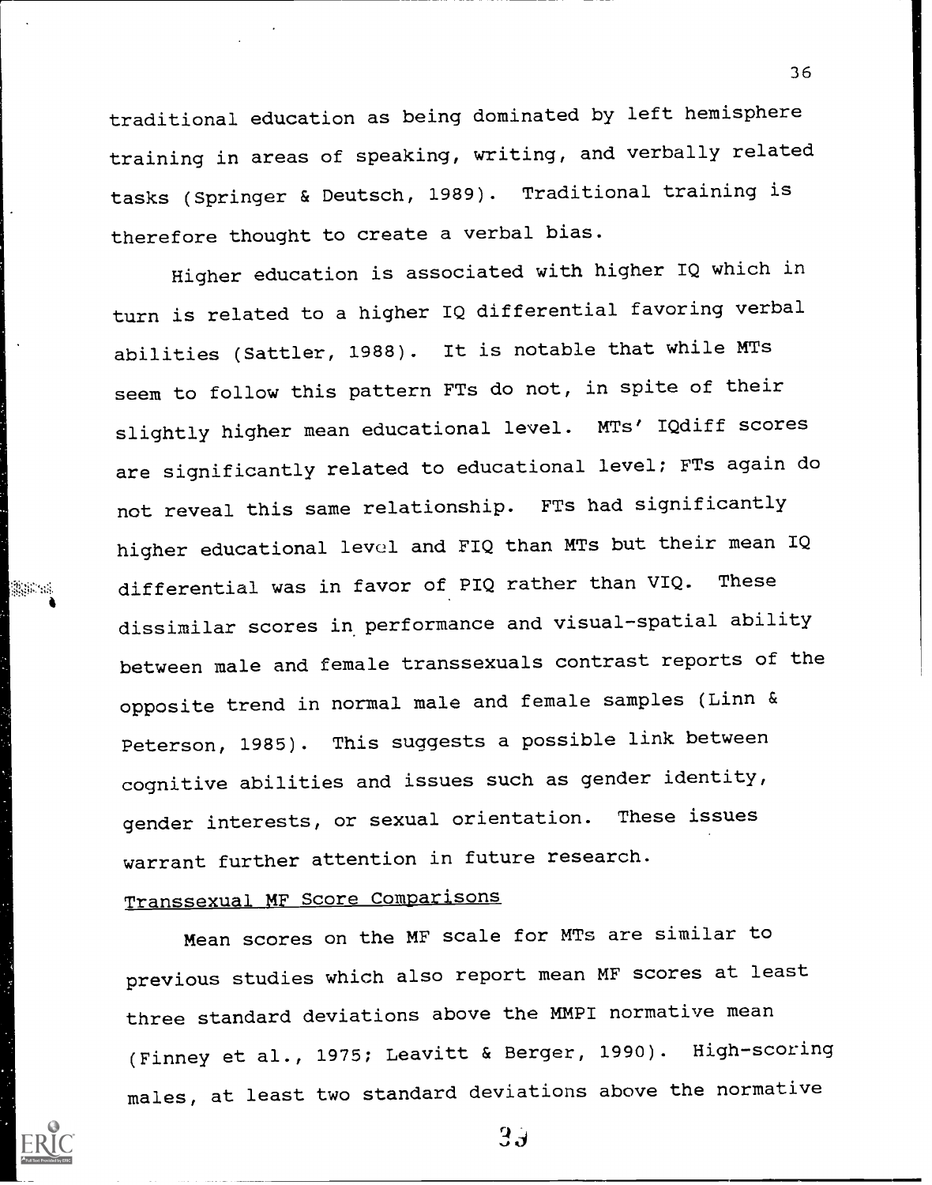traditional education as being dominated by left hemisphere training in areas of speaking, writing, and verbally related tasks (Springer & Deutsch, 1989). Traditional training is therefore thought to create a verbal bias.

Higher education is associated with higher IQ which in turn is related to a higher IQ differential favoring verbal abilities (Sattler, 1988). It is notable that while MTs seem to follow this pattern FTs do not, in spite of their slightly higher mean educational level. MTs' IQdiff scores are significantly related to educational level; FTs again do not reveal this same relationship. FTs had significantly higher educational level and FIQ than MTs but their mean IQ differential was in favor of PIQ rather than VIQ. These dissimilar scores in performance and visual-spatial ability between male and female transsexuals contrast reports of the opposite trend in normal male and female samples (Linn & Peterson, 1985). This suggests a possible link between cognitive abilities and issues such as gender identity, gender interests, or sexual orientation. These issues warrant further attention in future research.

## Transsexual MF Score Comparisons

Mean scores on the MF scale for MTs are similar to previous studies which also report mean MF scores at least three standard deviations above the MMPI normative mean (Finney et al., 1975; Leavitt & Berger, 1990). High-scoring males, at least two standard deviations above the normative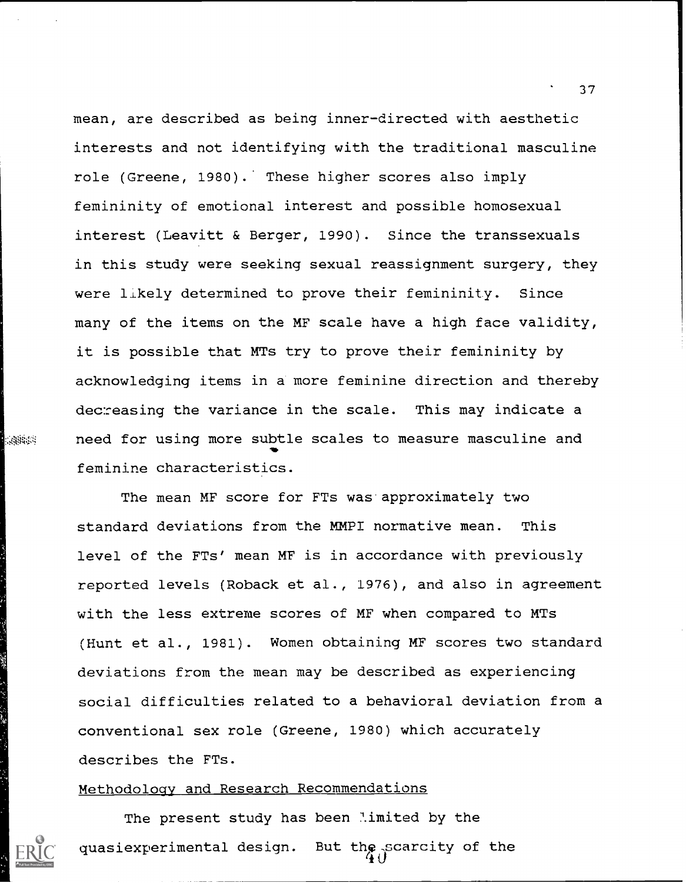mean, are described as being inner-directed with aesthetic interests and not identifying with the traditional masculine role (Greene, 1980). These higher scores also imply femininity of emotional interest and possible homosexual interest (Leavitt & Berger, 1990). Since the transsexuals in this study were seeking sexual reassignment surgery, they were likely determined to prove their femininity. Since many of the items on the MF scale have a high face validity, it is possible that MTs try to prove their femininity by acknowledging items in a more feminine direction and thereby decreasing the variance in the scale. This may indicate a need for using more subtle scales to measure masculine and feminine characteristics.

The mean MF score for FTs was approximately two standard deviations from the MMPI normative mean. This level of the FTs' mean MF is in accordance with previously reported levels (Roback et al., 1976), and also in agreement with the less extreme scores of MF when compared to MTs (Hunt et al., 1981). Women obtaining MF scores two standard deviations from the mean may be described as experiencing social difficulties related to a behavioral deviation from a conventional sex role (Greene, 1980) which accurately describes the FTs.

Methodology and Research Recommendations

The present study has been limited by the quasiexperimental design. But the scarcity of the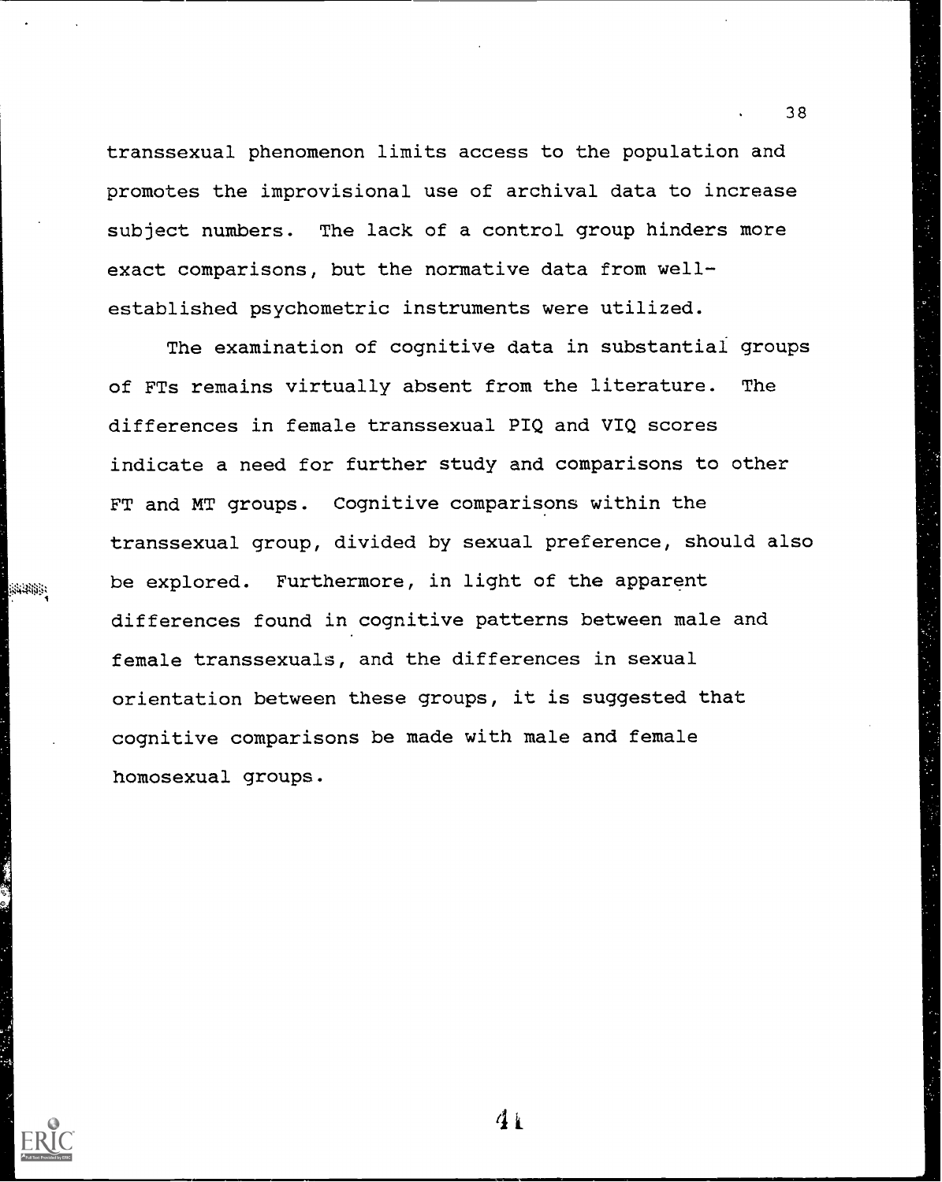transsexual phenomenon limits access to the population and promotes the improvisional use of archival data to increase subject numbers. The lack of a control group hinders more exact comparisons, but the normative data from well-established psychometric instruments were utilized.

The examination of cognitive data in substantial groups of FTs remains virtually absent from the literature. The differences in female transsexual PIQ and VIQ scores indicate a need for further study and comparisons to other FT and MT groups. Cognitive comparisons within the transsexual group, divided by sexual preference, should also be explored. Furthermore, in light of the apparent differences found in cognitive patterns between male and female transsexuals, and the differences in sexual orientation between these groups, it is suggested that cognitive comparisons be made with male and female homosexual groups.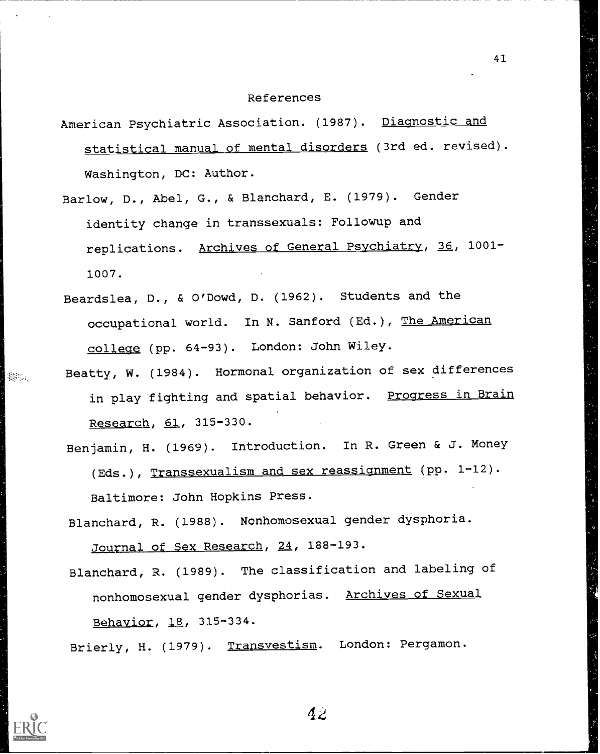# References

American Psychiatric Association. (1987). Diagnostic and statistical manual of mental disorders (3rd ed. revised). Washington, DC: Author.

Barlow, D., Abel, G., & Blanchard, E. (1979). Gender identity change in transsexuals: Followup and replications. Archives of General Psychiatry, 36, 1001-1007.

Beardslea, D., & O'Dowd, D. (1962). Students and the occupational world. In N. Sanford (Ed.), The American college (pp. 64-93). London: John Wiley.

Beatty, W. (1984). Hormonal organization of sex differences in play fighting and spatial behavior. Progress in Brain Research, 61, 315-330.

Benjamin, H. (1969). Introduction. In R. Green & J. Money (Eds.), Transsexualism and sex reassignment (pp. 1-12). Baltimore: John Hopkins Press.

Blanchard, R. (1988). Nonhomosexual gender dysphoria. Journal of Sex Research, 24, 188-193.

Blanchard, R. (1989). The classification and labeling of nonhomosexual gender dysphorias. Archives of Sexual Behavior, 18, 315-334.

Brierly, H. (1979). Transvestism. London: Pergamon.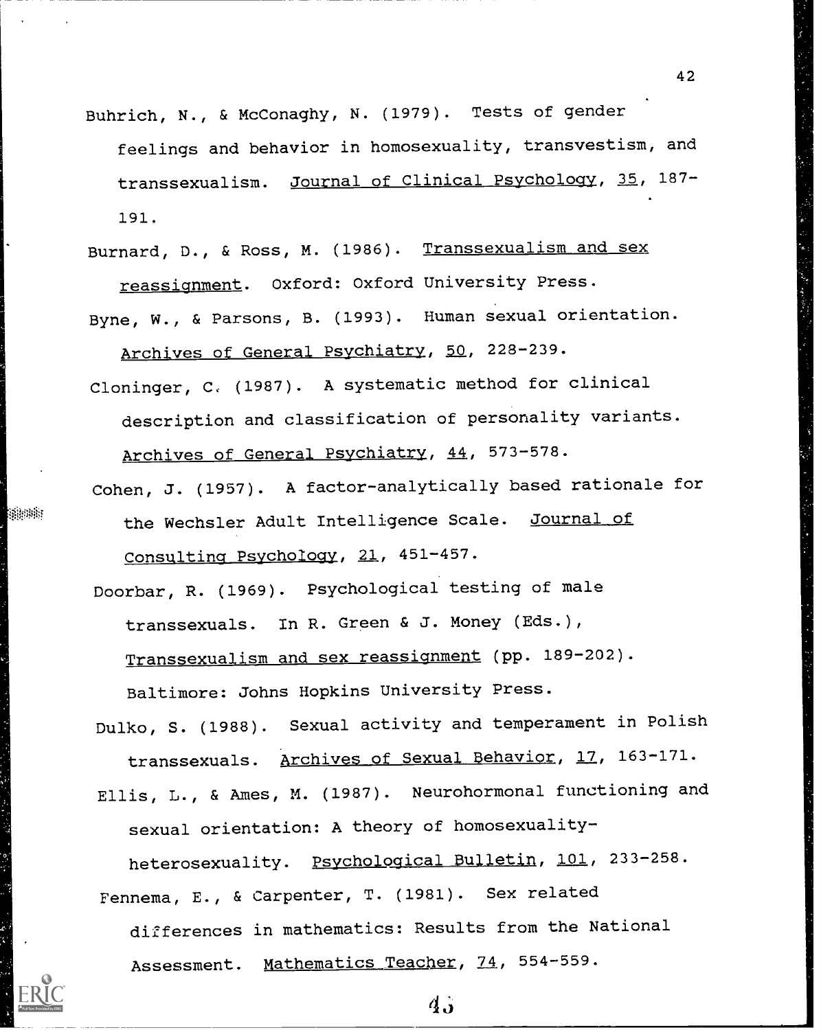Buhrich, N., & McConaghy, N. (1979). Tests of gender feelings and behavior in homosexuality, transvestism, and transsexualism. Journal of Clinical Psychology, 35, 187-191.

Burnard, D., & Ross, M. (1986). Transsexualism and sex reassignment. Oxford: Oxford University Press.

Byne, W., & Parsons, B. (1993). Human sexual orientation. Archives of General Psychiatry, 50, 228-239.

Cloninger, C. (1987). A systematic method for clinical description and classification of personality variants. Archives of General Psychiatry, 44, 573-578.

Cohen, J. (1957). A factor-analytically based rationale for the Wechsler Adult Intelligence Scale. Journal of Consulting Psychology, 21, 451-457.

Doorbar, R. (1969). Psychological testing of male transsexuals. In R. Green & J. Money (Eds.), Transsexualism and sex reassignment (pp. 189-202). Baltimore: Johns Hopkins University Press.

Dulko, S. (1988). Sexual activity and temperament in Polish transsexuals. Archives of Sexual Behavior, 17, 163-171.

Ellis, L., & Ames, M. (1987). Neurohormonal functioning and sexual orientation: A theory of homosexuality-heterosexuality. Psychological Bulletin, 101, 233-258.

Fennema, E., & Carpenter, T. (1981). Sex related differences in mathematics: Results from the National Assessment. Mathematics Teacher, 74, 554-559.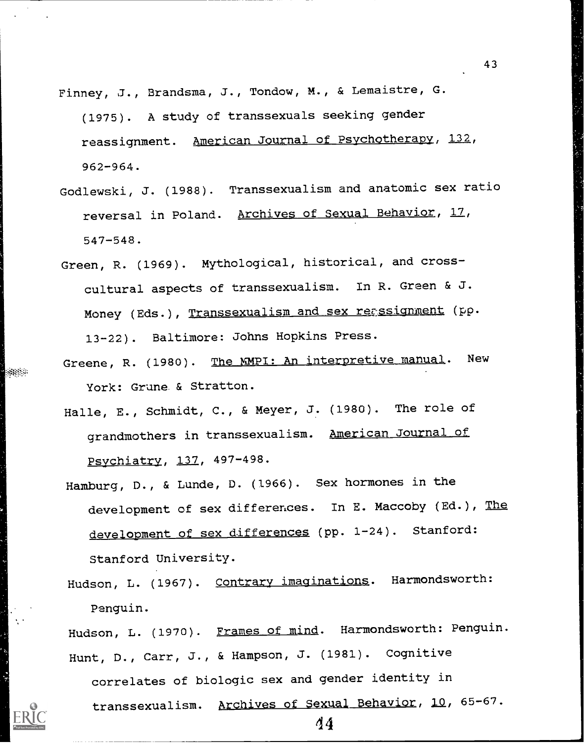Finney, J., Brandsma, J., Tondow, M., & Lemaistre, G. (1975). A study of transsexuals seeking gender reassignment. American Journal of Psychotherapy, 132, 962-964.

Godlewski, J. (1988). Transsexualism and anatomic sex ratio reversal in Poland. Archives of Sexual Behavior, 17, 547-548.

Green, R. (1969). Mythological, historical, and cross-cultural aspects of transsexualism. In R. Green & J. Money (Eds.), Transsexualism and sex reassignment (pp. 13-22). Baltimore: Johns Hopkins Press.

Greene, R. (1980). The MMPI: An interpretive manual. New York: Grune & Stratton.

Halle, E., Schmidt, C., & Meyer, J. (1980). The role of grandmothers in transsexualism. American Journal of Psychiatry, 137, 497-498.

Hamburg, D., & Lunde, D. (1966). Sex hormones in the development of sex differences. In E. Maccoby (Ed.), The development of sex differences (pp. 1-24). Stanford: Stanford University.

Hudson, L. (1967). Contrary imaginations. Harmondsworth: Penguin.

Hudson, L. (1970). Frames of mind. Harmondsworth: Penguin.

Hunt, D., Carr, J., & Hampson, J. (1981). Cognitive correlates of biologic sex and gender identity in transsexualism. Archives of Sexual Behavior, 10, 65-67.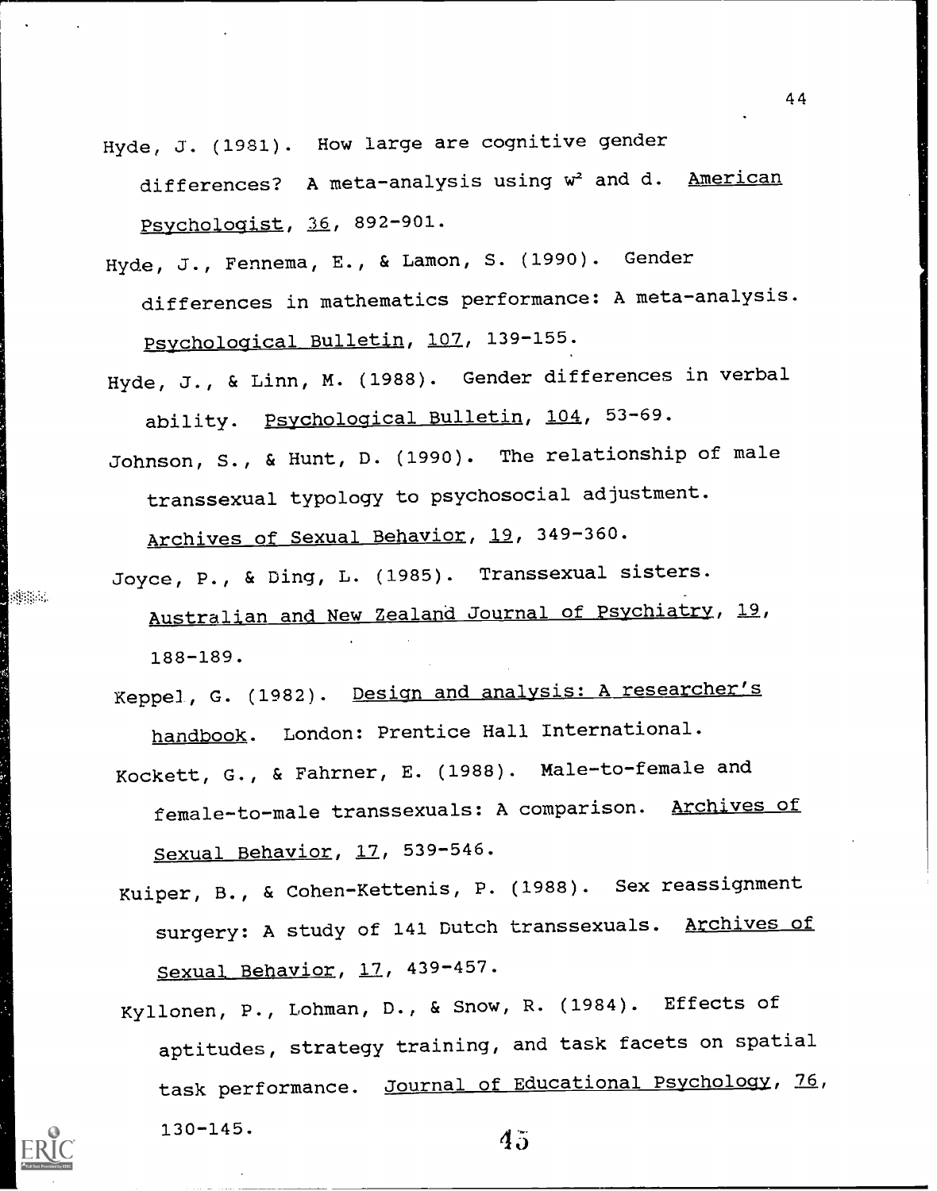Hyde, J. (1981). How large are cognitive gender differences? A meta-analysis using $w^2$ and d. _American Psychologist_, _36_, 892-901.

Hyde, J., Fennema, E., & Lamon, S. (1990). Gender differences in mathematics performance: A meta-analysis. _Psychological Bulletin_, _107_, 139-155.

Hyde, J., & Linn, M. (1988). Gender differences in verbal ability. _Psychological Bulletin_, _104_, 53-69.

Johnson, S., & Hunt, D. (1990). The relationship of male transsexual typology to psychosocial adjustment. _Archives of Sexual Behavior_, _19_, 349-360.

Joyce, P., & Ding, L. (1985). Transsexual sisters. _Australian and New Zealand Journal of Psychiatry_, _19_, 188-189.

Keppel, G. (1982). _Design and analysis: A researcher's handbook_. London: Prentice Hall International.

Kockett, G., & Fahrner, E. (1988). Male-to-female and female-to-male transsexuals: A comparison. _Archives of Sexual Behavior_, _17_, 539-546.

Kuiper, B., & Cohen-Kettenis, P. (1988). Sex reassignment surgery: A study of 141 Dutch transsexuals. _Archives of Sexual Behavior_, _17_, 439-457.

Kyllonen, P., Lohman, D., & Snow, R. (1984). Effects of aptitudes, strategy training, and task facets on spatial task performance. _Journal of Educational Psychology_, _76_, 130-145.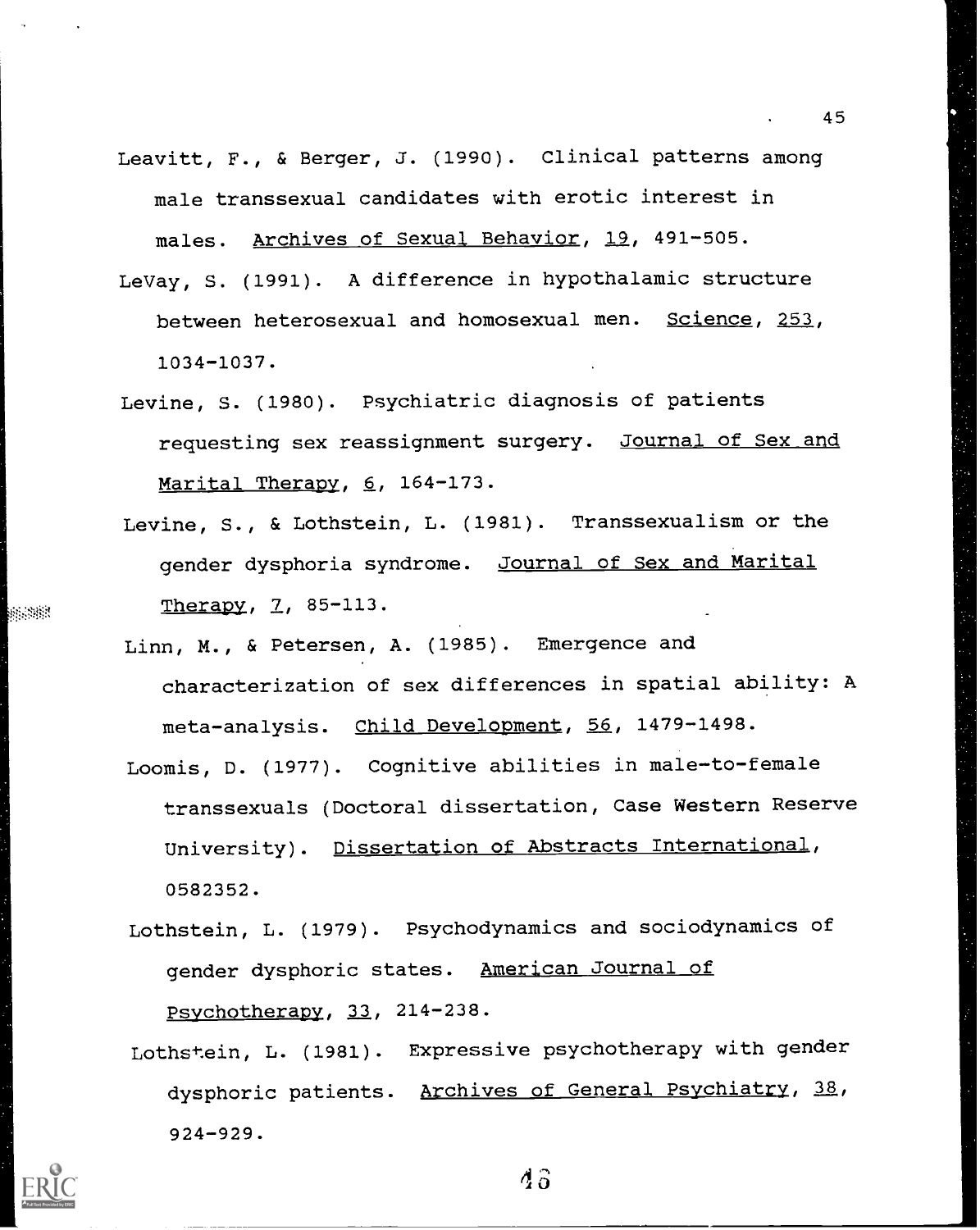Leavitt, F., & Berger, J. (1990). Clinical patterns among male transsexual candidates with erotic interest in males. Archives of Sexual Behavior, 19, 491-505.

LeVay, S. (1991). A difference in hypothalamic structure between heterosexual and homosexual men. Science, 253, 1034-1037.

Levine, S. (1980). Psychiatric diagnosis of patients requesting sex reassignment surgery. Journal of Sex and Marital Therapy, 6, 164-173.

Levine, S., & Lothstein, L. (1981). Transsexualism or the gender dysphoria syndrome. Journal of Sex and Marital Therapy, 7, 85-113.

Linn, M., & Petersen, A. (1985). Emergence and characterization of sex differences in spatial ability: A meta-analysis. Child Development, 56, 1479-1498.

Loomis, D. (1977). Cognitive abilities in male-to-female transsexuals (Doctoral dissertation, Case Western Reserve University). Dissertation of Abstracts International, 0582352.

Lothstein, L. (1979). Psychodynamics and sociodynamics of gender dysphoric states. American Journal of Psychotherapy, 33, 214-238.

Lothstein, L. (1981). Expressive psychotherapy with gender dysphoric patients. Archives of General Psychiatry, 38, 924-929.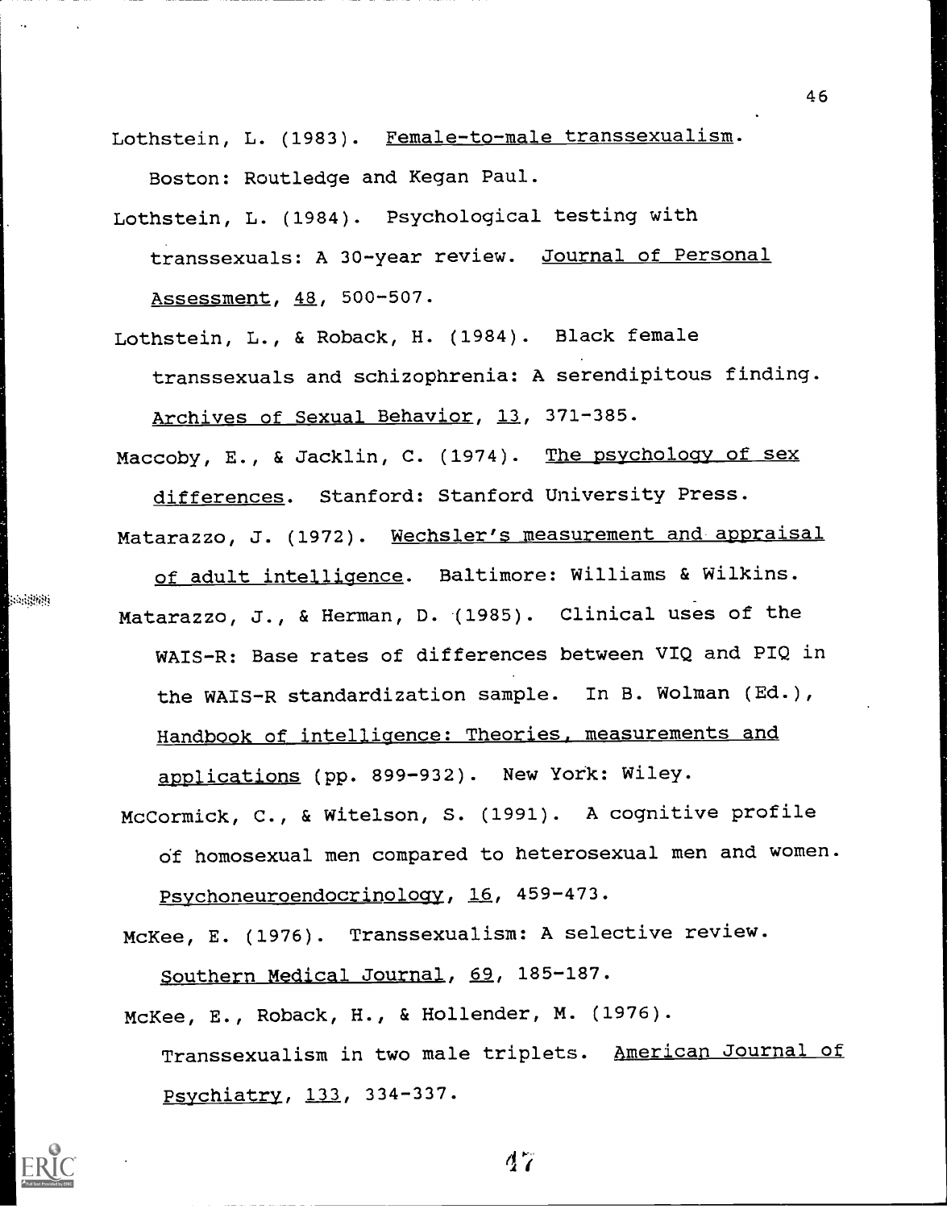Lothstein, L. (1983). _Female-to-male transsexualism_. Boston: Routledge and Kegan Paul.

Lothstein, L. (1984). Psychological testing with transsexuals: A 30-year review. _Journal of Personal Assessment_, _48_, 500-507.

Lothstein, L., & Roback, H. (1984). Black female transsexuals and schizophrenia: A serendipitous finding. _Archives of Sexual Behavior_, _13_, 371-385.

Maccoby, E., & Jacklin, C. (1974). _The psychology of sex differences_. Stanford: Stanford University Press.

Matarazzo, J. (1972). _Wechsler's measurement and appraisal of adult intelligence_. Baltimore: Williams & Wilkins.

Matarazzo, J., & Herman, D. (1985). Clinical uses of the WAIS-R: Base rates of differences between VIQ and PIQ in the WAIS-R standardization sample. In B. Wolman (Ed.), _Handbook of intelligence: Theories, measurements and applications_ (pp. 899-932). New York: Wiley.

McCormick, C., & Witelson, S. (1991). A cognitive profile of homosexual men compared to heterosexual men and women. _Psychoneuroendocrinology_, _16_, 459-473.

McKee, E. (1976). Transsexualism: A selective review. _Southern Medical Journal_, _69_, 185-187.

McKee, E., Roback, H., & Hollender, M. (1976). Transsexualism in two male triplets. _American Journal of Psychiatry_, _133_, 334-337.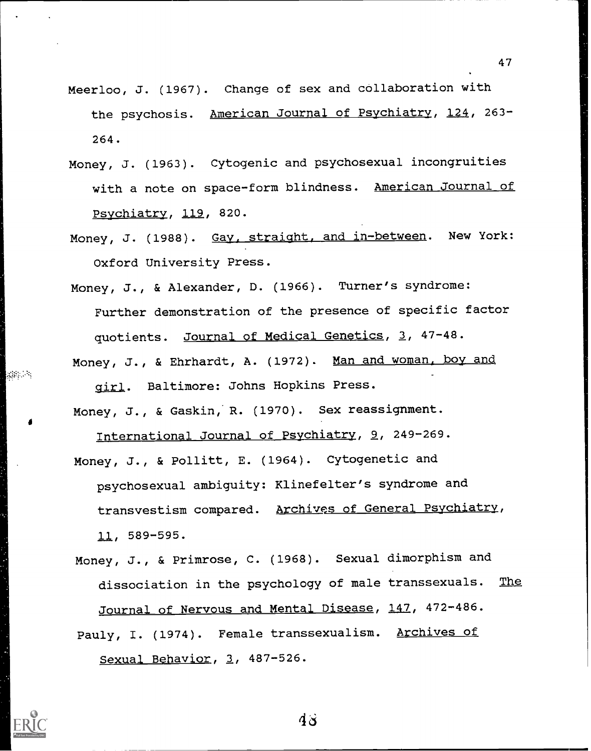Meerloo, J. (1967). Change of sex and collaboration with the psychosis. American Journal of Psychiatry, 124, 263-264.

Money, J. (1963). Cytogenic and psychosexual incongruities with a note on space-form blindness. American Journal of Psychiatry, 119, 820.

Money, J. (1988). Gay, straight, and in-between. New York: Oxford University Press.

Money, J., & Alexander, D. (1966). Turner's syndrome: Further demonstration of the presence of specific factor quotients. Journal of Medical Genetics, 3, 47-48.

Money, J., & Ehrhardt, A. (1972). Man and woman, boy and girl. Baltimore: Johns Hopkins Press.

Money, J., & Gaskin, R. (1970). Sex reassignment. International Journal of Psychiatry, 9, 249-269.

Money, J., & Pollitt, E. (1964). Cytogenetic and psychosexual ambiguity: Klinefelter's syndrome and transvestism compared. Archives of General Psychiatry, 11, 589-595.

Money, J., & Primrose, C. (1968). Sexual dimorphism and dissociation in the psychology of male transsexuals. The Journal of Nervous and Mental Disease, 147, 472-486.

Pauly, I. (1974). Female transsexualism. Archives of Sexual Behavior, 3, 487-526.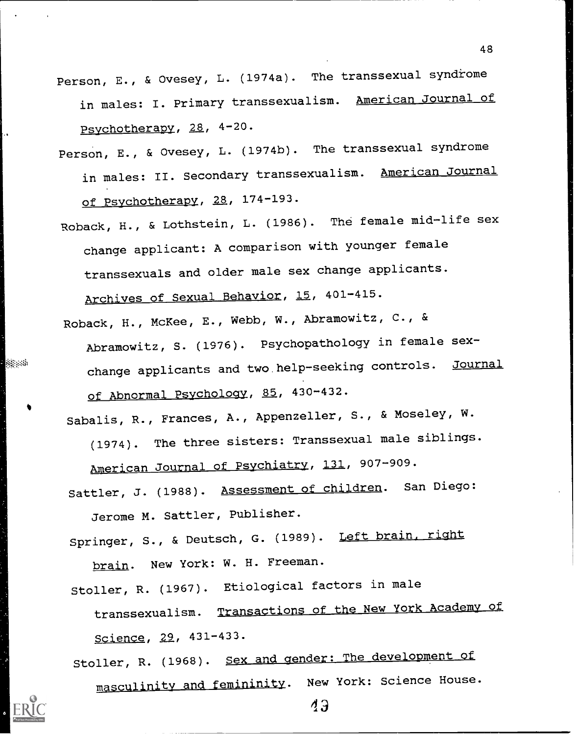Person, E., & Ovesey, L. (1974a). The transsexual syndrome in males: I. Primary transsexualism. American Journal of Psychotherapy, 28, 4-20.

Person, E., & Ovesey, L. (1974b). The transsexual syndrome in males: II. Secondary transsexualism. American Journal of Psychotherapy, 28, 174-193.

Roback, H., & Lothstein, L. (1986). The female mid-life sex change applicant: A comparison with younger female transsexuals and older male sex change applicants. Archives of Sexual Behavior, 15, 401-415.

Roback, H., McKee, E., Webb, W., Abramowitz, C., & Abramowitz, S. (1976). Psychopathology in female sex-change applicants and two help-seeking controls. Journal of Abnormal Psychology, 85, 430-432.

Sabalis, R., Frances, A., Appenzeller, S., & Moseley, W. (1974). The three sisters: Transsexual male siblings. American Journal of Psychiatry, 131, 907-909.

Sattler, J. (1988). Assessment of children. San Diego: Jerome M. Sattler, Publisher.

Springer, S., & Deutsch, G. (1989). Left brain, right brain. New York: W. H. Freeman.

Stoller, R. (1967). Etiological factors in male transsexualism. Transactions of the New York Academy of Science, 29, 431-433.

Stoller, R. (1968). Sex and gender: The development of masculinity and femininity. New York: Science House.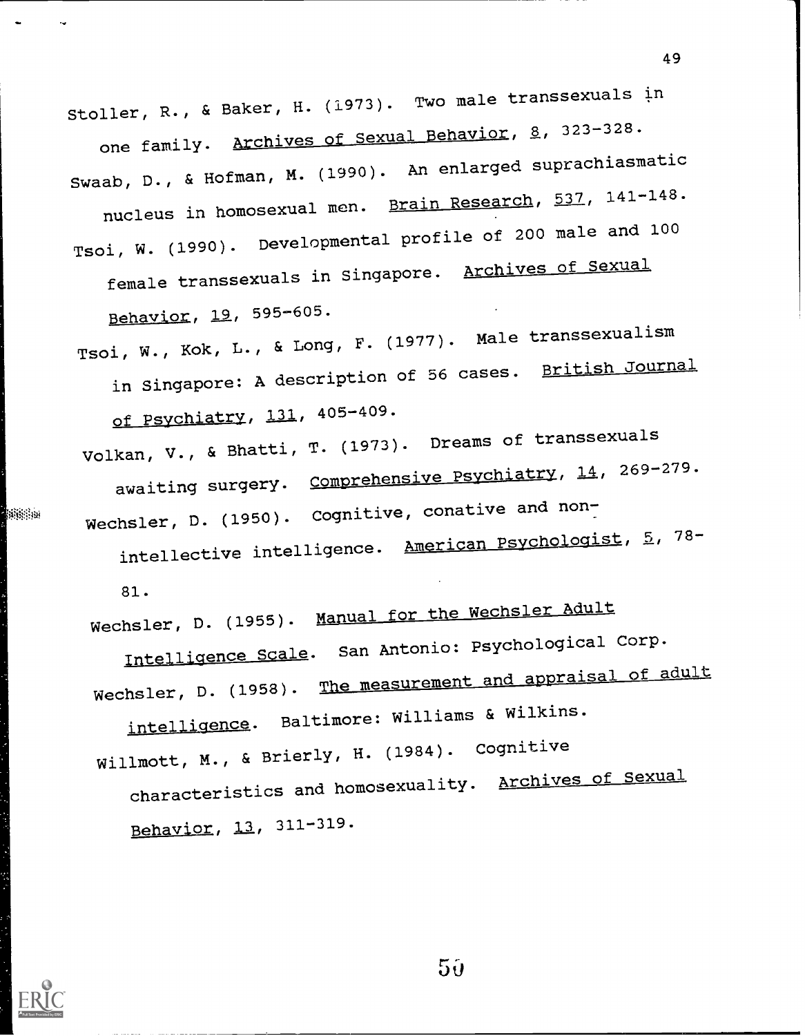Stoller, R., & Baker, H. (1973). Two male transsexuals in one family. Archives of Sexual Behavior, 8, 323-328.

Swaab, D., & Hofman, M. (1990). An enlarged suprachiasmatic nucleus in homosexual men. Brain Research, 537, 141-148.

Tsoi, W. (1990). Developmental profile of 200 male and 100 female transsexuals in Singapore. Archives of Sexual Behavior, 19, 595-605.

Tsoi, W., Kok, L., & Long, F. (1977). Male transsexualism in Singapore: A description of 56 cases. British Journal of Psychiatry, 131, 405-409.

Volkan, V., & Bhatti, T. (1973). Dreams of transsexuals awaiting surgery. Comprehensive Psychiatry, 14, 269-279.

Wechsler, D. (1950). Cognitive, conative and non-intellective intelligence. American Psychologist, 5, 78-81.

Wechsler, D. (1955). Manual for the Wechsler Adult Intelligence Scale. San Antonio: Psychological Corp.

Wechsler, D. (1958). The measurement and appraisal of adult intelligence. Baltimore: Williams & Wilkins.

Willmott, M., & Brierly, H. (1984). Cognitive characteristics and homosexuality. Archives of Sexual Behavior, 13, 311-319.